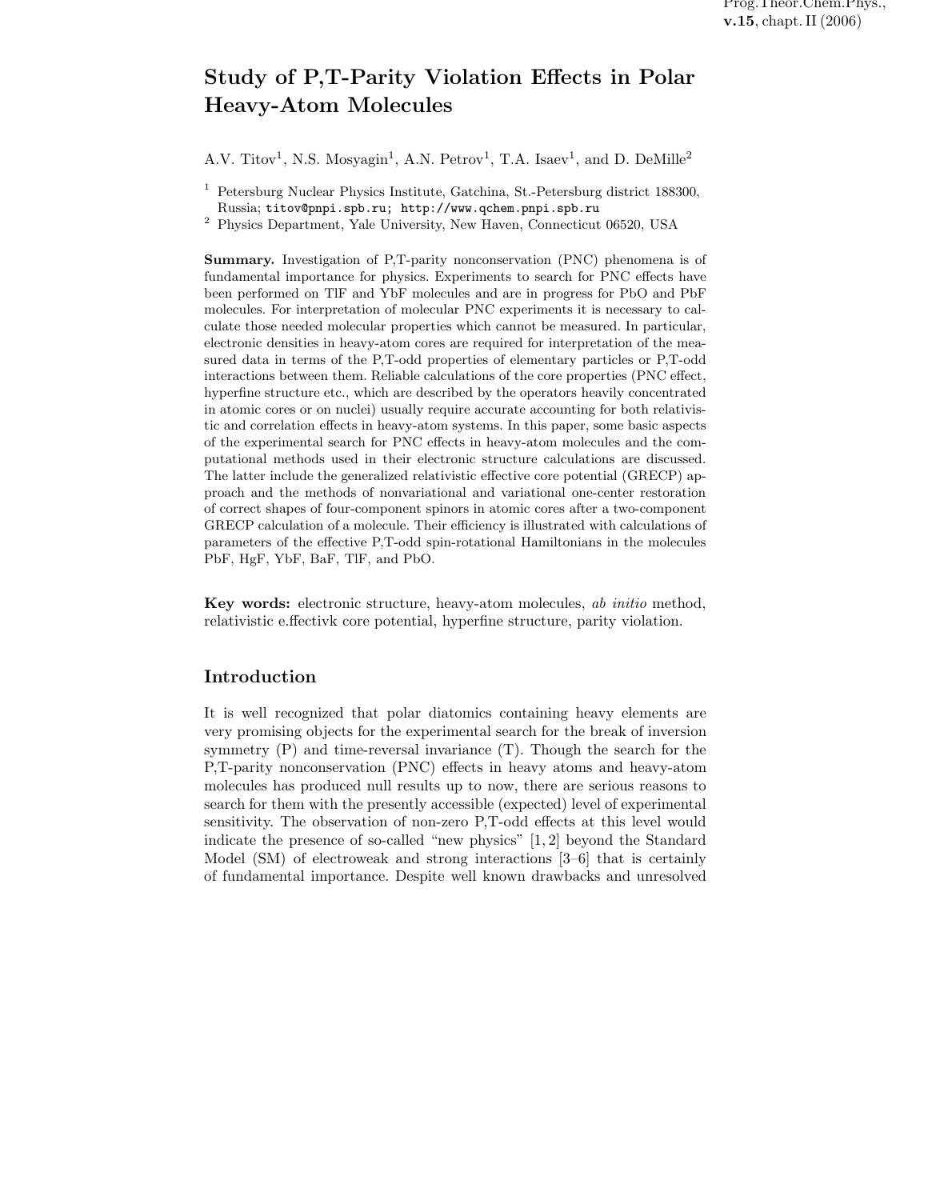# Study of P,T-Parity Violation Effects in Polar Heavy-Atom Molecules

A.V. Titov[1], N.S. Mosyagin[1], A.N. Petrov[1], T.A. Isaev[1], and D. DeMille[2]

[1] Petersburg Nuclear Physics Institute, Gatchina, St.-Petersburg district 188300, Russia; titov@pnpi.spb.ru; http://www.qchem.pnpi.spb.ru

[2] Physics Department, Yale University, New Haven, Connecticut 06520, USA

**Summary.** Investigation of P,T-parity nonconservation (PNC) phenomena is of fundamental importance for physics. Experiments to search for PNC effects have been performed on TlF and YbF molecules and are in progress for PbO and PbF molecules. For interpretation of molecular PNC experiments it is necessary to calculate those needed molecular properties which cannot be measured. In particular, electronic densities in heavy-atom cores are required for interpretation of the measured data in terms of the P,T-odd properties of elementary particles or P,T-odd interactions between them. Reliable calculations of the core properties (PNC effect, hyperfine structure etc., which are described by the operators heavily concentrated in atomic cores or on nuclei) usually require accurate accounting for both relativistic and correlation effects in heavy-atom systems. In this paper, some basic aspects of the experimental search for PNC effects in heavy-atom molecules and the computational methods used in their electronic structure calculations are discussed. The latter include the generalized relativistic effective core potential (GRECP) approach and the methods of nonvariational and variational one-center restoration of correct shapes of four-component spinors in atomic cores after a two-component GRECP calculation of a molecule. Their efficiency is illustrated with calculations of parameters of the effective P,T-odd spin-rotational Hamiltonians in the molecules PbF, HgF, YbF, BaF, TlF, and PbO.

**Key words:** electronic structure, heavy-atom molecules, *ab initio* method, relativistic e.ffectivk core potential, hyperfine structure, parity violation.

## Introduction

It is well recognized that polar diatomics containing heavy elements are very promising objects for the experimental search for the break of inversion symmetry (P) and time-reversal invariance (T). Though the search for the P,T-parity nonconservation (PNC) effects in heavy atoms and heavy-atom molecules has produced null results up to now, there are serious reasons to search for them with the presently accessible (expected) level of experimental sensitivity. The observation of non-zero P,T-odd effects at this level would indicate the presence of so-called "new physics" [1, 2] beyond the Standard Model (SM) of electroweak and strong interactions [3–6] that is certainly of fundamental importance. Despite well known drawbacks and unresolved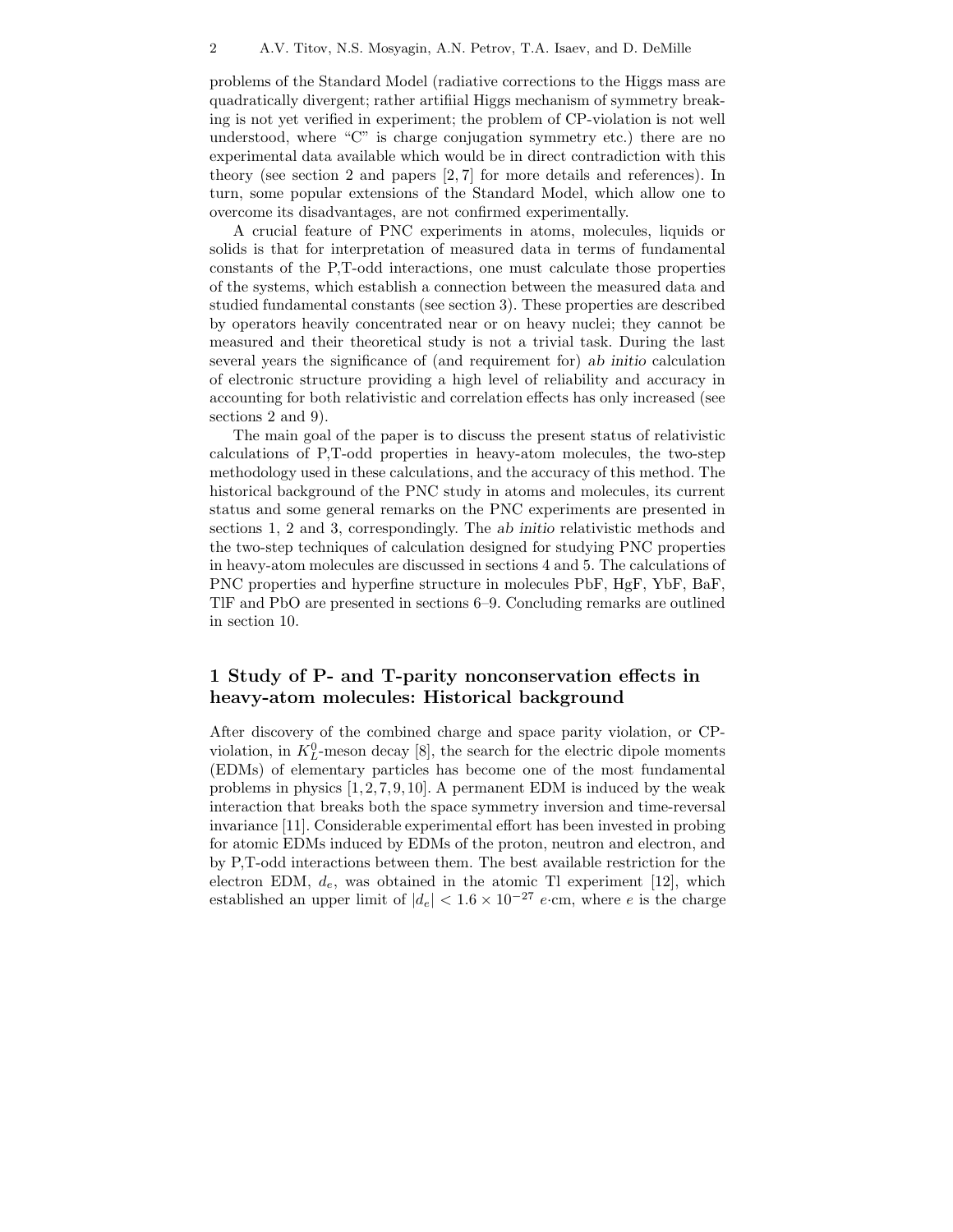problems of the Standard Model (radiative corrections to the Higgs mass are quadratically divergent; rather artifiial Higgs mechanism of symmetry breaking is not yet verified in experiment; the problem of CP-violation is not well understood, where "C" is charge conjugation symmetry etc.) there are no experimental data available which would be in direct contradiction with this theory (see section 2 and papers [2, 7] for more details and references). In turn, some popular extensions of the Standard Model, which allow one to overcome its disadvantages, are not confirmed experimentally.

A crucial feature of PNC experiments in atoms, molecules, liquids or solids is that for interpretation of measured data in terms of fundamental constants of the P,T-odd interactions, one must calculate those properties of the systems, which establish a connection between the measured data and studied fundamental constants (see section 3). These properties are described by operators heavily concentrated near or on heavy nuclei; they cannot be measured and their theoretical study is not a trivial task. During the last several years the significance of (and requirement for) *ab initio* calculation of electronic structure providing a high level of reliability and accuracy in accounting for both relativistic and correlation effects has only increased (see sections 2 and 9).

The main goal of the paper is to discuss the present status of relativistic calculations of P,T-odd properties in heavy-atom molecules, the two-step methodology used in these calculations, and the accuracy of this method. The historical background of the PNC study in atoms and molecules, its current status and some general remarks on the PNC experiments are presented in sections 1, 2 and 3, correspondingly. The *ab initio* relativistic methods and the two-step techniques of calculation designed for studying PNC properties in heavy-atom molecules are discussed in sections 4 and 5. The calculations of PNC properties and hyperfine structure in molecules PbF, HgF, YbF, BaF, TlF and PbO are presented in sections 6–9. Concluding remarks are outlined in section 10.

## 1 Study of P- and T-parity nonconservation effects in heavy-atom molecules: Historical background

After discovery of the combined charge and space parity violation, or CP-violation, in $K_L^0$-meson decay [8], the search for the electric dipole moments (EDMs) of elementary particles has become one of the most fundamental problems in physics [1, 2, 7, 9, 10]. A permanent EDM is induced by the weak interaction that breaks both the space symmetry inversion and time-reversal invariance [11]. Considerable experimental effort has been invested in probing for atomic EDMs induced by EDMs of the proton, neutron and electron, and by P,T-odd interactions between them. The best available restriction for the electron EDM, $d_e$, was obtained in the atomic Tl experiment [12], which established an upper limit of $|d_e| < 1.6 \times 10^{-27}$ $e$·cm, where $e$ is the charge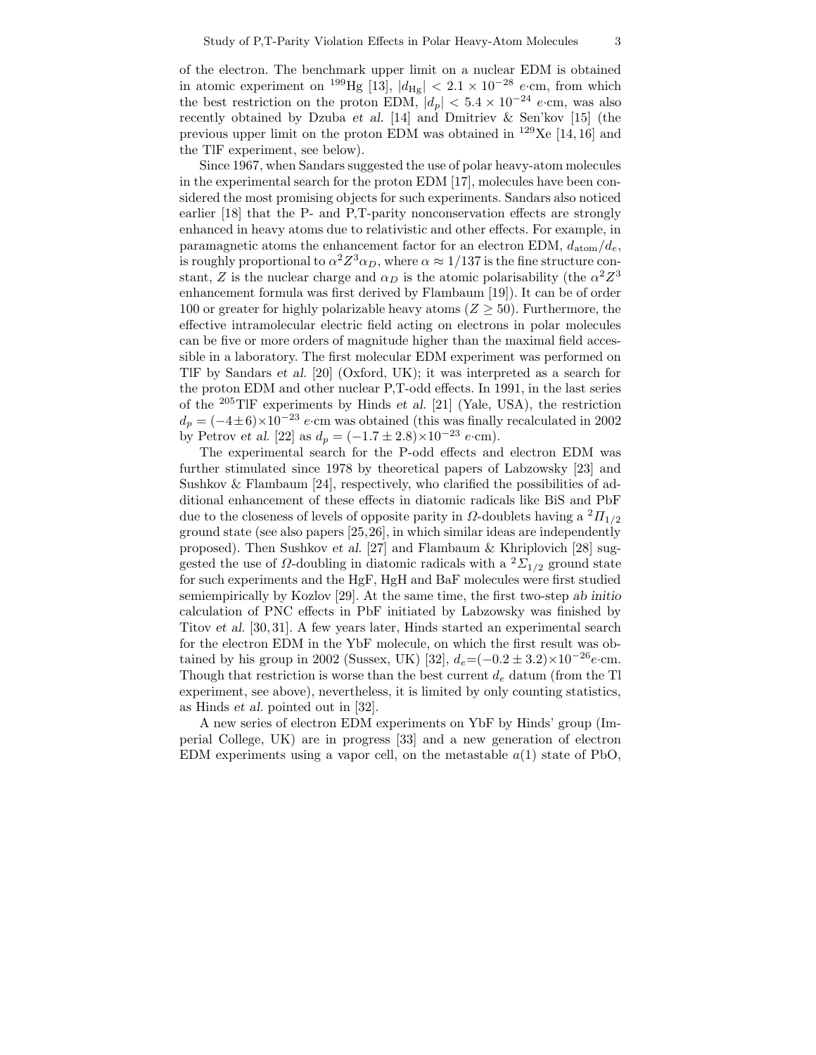of the electron. The benchmark upper limit on a nuclear EDM is obtained in atomic experiment on $^{199}$Hg [13], $|d_{\mathrm{Hg}}| < 2.1 \times 10^{-28}$ $e$·cm, from which the best restriction on the proton EDM, $|d_p| < 5.4 \times 10^{-24}$ $e$·cm, was also recently obtained by Dzuba *et al.* [14] and Dmitriev & Sen'kov [15] (the previous upper limit on the proton EDM was obtained in $^{129}$Xe [14, 16] and the TlF experiment, see below).

Since 1967, when Sandars suggested the use of polar heavy-atom molecules in the experimental search for the proton EDM [17], molecules have been considered the most promising objects for such experiments. Sandars also noticed earlier [18] that the P- and P,T-parity nonconservation effects are strongly enhanced in heavy atoms due to relativistic and other effects. For example, in paramagnetic atoms the enhancement factor for an electron EDM, $d_{\mathrm{atom}}/d_e$, is roughly proportional to $\alpha^2 Z^3 \alpha_D$, where $\alpha \approx 1/137$ is the fine structure constant, $Z$ is the nuclear charge and $\alpha_D$ is the atomic polarisability (the $\alpha^2 Z^3$ enhancement formula was first derived by Flambaum [19]). It can be of order 100 or greater for highly polarizable heavy atoms ($Z \geq 50$). Furthermore, the effective intramolecular electric field acting on electrons in polar molecules can be five or more orders of magnitude higher than the maximal field accessible in a laboratory. The first molecular EDM experiment was performed on TlF by Sandars *et al.* [20] (Oxford, UK); it was interpreted as a search for the proton EDM and other nuclear P,T-odd effects. In 1991, in the last series of the $^{205}$TlF experiments by Hinds *et al.* [21] (Yale, USA), the restriction $d_p = (-4 \pm 6) \times 10^{-23}$ $e$·cm was obtained (this was finally recalculated in 2002 by Petrov *et al.* [22] as $d_p = (-1.7 \pm 2.8) \times 10^{-23}$ $e$·cm).

The experimental search for the P-odd effects and electron EDM was further stimulated since 1978 by theoretical papers of Labzowsky [23] and Sushkov & Flambaum [24], respectively, who clarified the possibilities of additional enhancement of these effects in diatomic radicals like BiS and PbF due to the closeness of levels of opposite parity in $\Omega$-doublets having a $^2\Pi_{1/2}$ ground state (see also papers [25, 26], in which similar ideas are independently proposed). Then Sushkov *et al.* [27] and Flambaum & Khriplovich [28] suggested the use of $\Omega$-doubling in diatomic radicals with a $^2\Sigma_{1/2}$ ground state for such experiments and the HgF, HgH and BaF molecules were first studied semiempirically by Kozlov [29]. At the same time, the first two-step *ab initio* calculation of PNC effects in PbF initiated by Labzowsky was finished by Titov *et al.* [30, 31]. A few years later, Hinds started an experimental search for the electron EDM in the YbF molecule, on which the first result was obtained by his group in 2002 (Sussex, UK) [32], $d_e = (-0.2 \pm 3.2) \times 10^{-26} e$·cm. Though that restriction is worse than the best current $d_e$ datum (from the Tl experiment, see above), nevertheless, it is limited by only counting statistics, as Hinds *et al.* pointed out in [32].

A new series of electron EDM experiments on YbF by Hinds' group (Imperial College, UK) are in progress [33] and a new generation of electron EDM experiments using a vapor cell, on the metastable $a(1)$ state of PbO,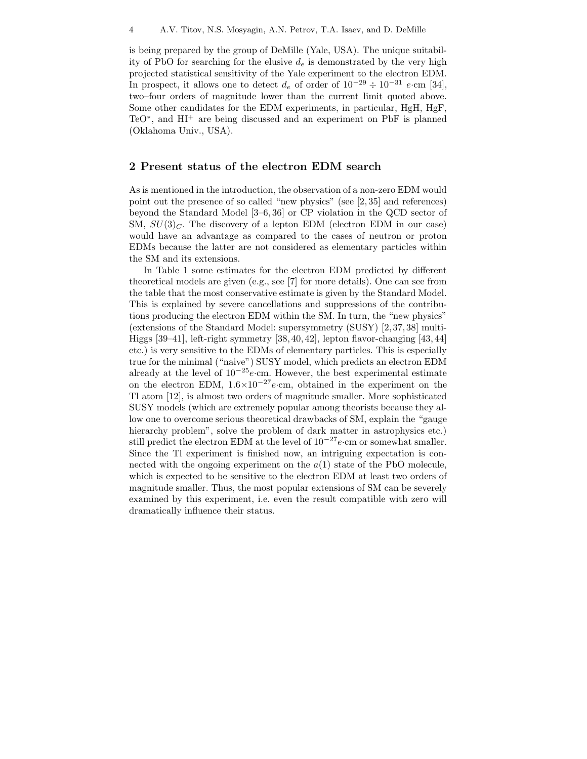is being prepared by the group of DeMille (Yale, USA). The unique suitability of PbO for searching for the elusive $d_e$ is demonstrated by the very high projected statistical sensitivity of the Yale experiment to the electron EDM. In prospect, it allows one to detect $d_e$ of order of $10^{-29} \div 10^{-31}$ $e{\cdot}$cm [34], two–four orders of magnitude lower than the current limit quoted above. Some other candidates for the EDM experiments, in particular, HgH, HgF, TeO*, and $HI^+$ are being discussed and an experiment on PbF is planned (Oklahoma Univ., USA).

## 2 Present status of the electron EDM search

As is mentioned in the introduction, the observation of a non-zero EDM would point out the presence of so called "new physics" (see [2, 35] and references) beyond the Standard Model [3–6, 36] or CP violation in the QCD sector of SM, $SU(3)_C$. The discovery of a lepton EDM (electron EDM in our case) would have an advantage as compared to the cases of neutron or proton EDMs because the latter are not considered as elementary particles within the SM and its extensions.

In Table 1 some estimates for the electron EDM predicted by different theoretical models are given (e.g., see [7] for more details). One can see from the table that the most conservative estimate is given by the Standard Model. This is explained by severe cancellations and suppressions of the contributions producing the electron EDM within the SM. In turn, the "new physics" (extensions of the Standard Model: supersymmetry (SUSY) [2, 37, 38] multi-Higgs [39–41], left-right symmetry [38, 40, 42], lepton flavor-changing [43, 44] etc.) is very sensitive to the EDMs of elementary particles. This is especially true for the minimal ("naive") SUSY model, which predicts an electron EDM already at the level of $10^{-25}e{\cdot}$cm. However, the best experimental estimate on the electron EDM, $1.6{\times}10^{-27}e{\cdot}$cm, obtained in the experiment on the Tl atom [12], is almost two orders of magnitude smaller. More sophisticated SUSY models (which are extremely popular among theorists because they allow one to overcome serious theoretical drawbacks of SM, explain the "gauge hierarchy problem", solve the problem of dark matter in astrophysics etc.) still predict the electron EDM at the level of $10^{-27}e{\cdot}$cm or somewhat smaller. Since the Tl experiment is finished now, an intriguing expectation is connected with the ongoing experiment on the $a(1)$ state of the PbO molecule, which is expected to be sensitive to the electron EDM at least two orders of magnitude smaller. Thus, the most popular extensions of SM can be severely examined by this experiment, i.e. even the result compatible with zero will dramatically influence their status.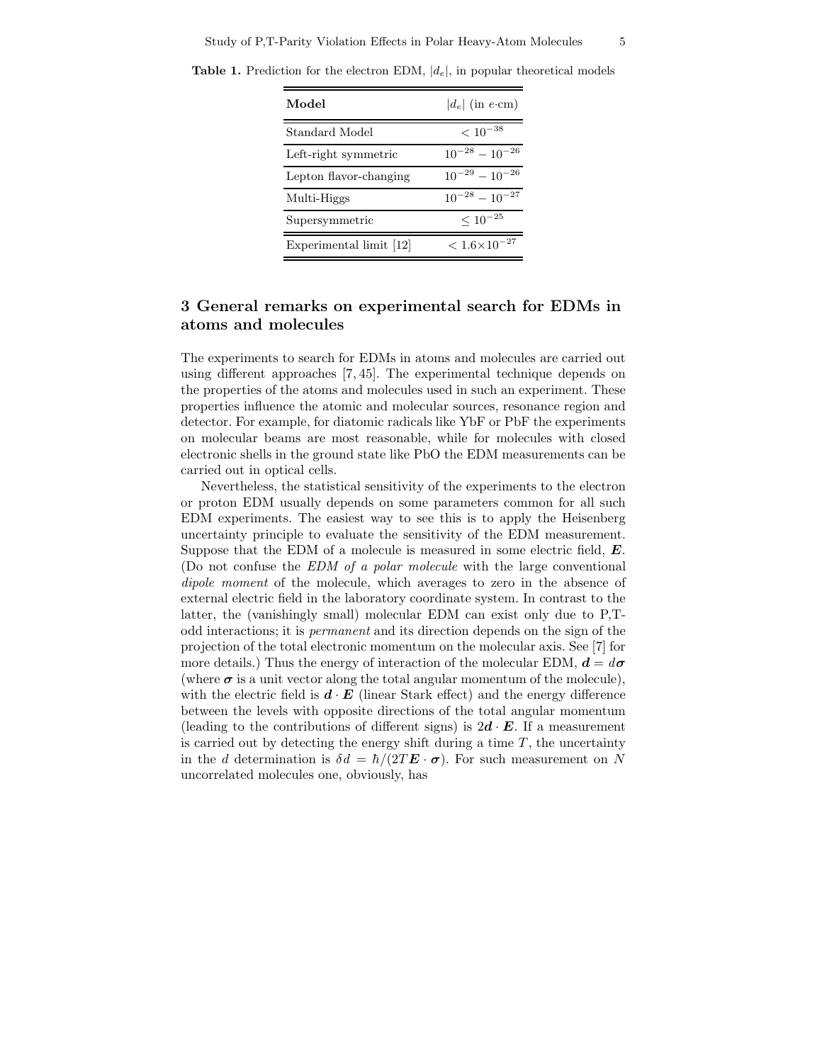**Table 1.** Prediction for the electron EDM, $|d_e|$, in popular theoretical models

| **Model** | $|d_e|$ (in $e$·cm) |
|---|---|
| Standard Model | $< 10^{-38}$ |
| Left-right symmetric | $10^{-28} - 10^{-26}$ |
| Lepton flavor-changing | $10^{-29} - 10^{-26}$ |
| Multi-Higgs | $10^{-28} - 10^{-27}$ |
| Supersymmetric | $\leq 10^{-25}$ |
| Experimental limit [12] | $< 1.6{\times}10^{-27}$ |

## 3 General remarks on experimental search for EDMs in atoms and molecules

The experiments to search for EDMs in atoms and molecules are carried out using different approaches [7, 45]. The experimental technique depends on the properties of the atoms and molecules used in such an experiment. These properties influence the atomic and molecular sources, resonance region and detector. For example, for diatomic radicals like YbF or PbF the experiments on molecular beams are most reasonable, while for molecules with closed electronic shells in the ground state like PbO the EDM measurements can be carried out in optical cells.

Nevertheless, the statistical sensitivity of the experiments to the electron or proton EDM usually depends on some parameters common for all such EDM experiments. The easiest way to see this is to apply the Heisenberg uncertainty principle to evaluate the sensitivity of the EDM measurement. Suppose that the EDM of a molecule is measured in some electric field, $\boldsymbol{E}$. (Do not confuse the *EDM of a polar molecule* with the large conventional *dipole moment* of the molecule, which averages to zero in the absence of external electric field in the laboratory coordinate system. In contrast to the latter, the (vanishingly small) molecular EDM can exist only due to P,T-odd interactions; it is *permanent* and its direction depends on the sign of the projection of the total electronic momentum on the molecular axis. See [7] for more details.) Thus the energy of interaction of the molecular EDM, $\boldsymbol{d} = d\boldsymbol{\sigma}$ (where $\boldsymbol{\sigma}$ is a unit vector along the total angular momentum of the molecule), with the electric field is $\boldsymbol{d} \cdot \boldsymbol{E}$ (linear Stark effect) and the energy difference between the levels with opposite directions of the total angular momentum (leading to the contributions of different signs) is $2\boldsymbol{d} \cdot \boldsymbol{E}$. If a measurement is carried out by detecting the energy shift during a time $T$, the uncertainty in the $d$ determination is $\delta d = \hbar/(2T\boldsymbol{E} \cdot \boldsymbol{\sigma})$. For such measurement on $N$ uncorrelated molecules one, obviously, has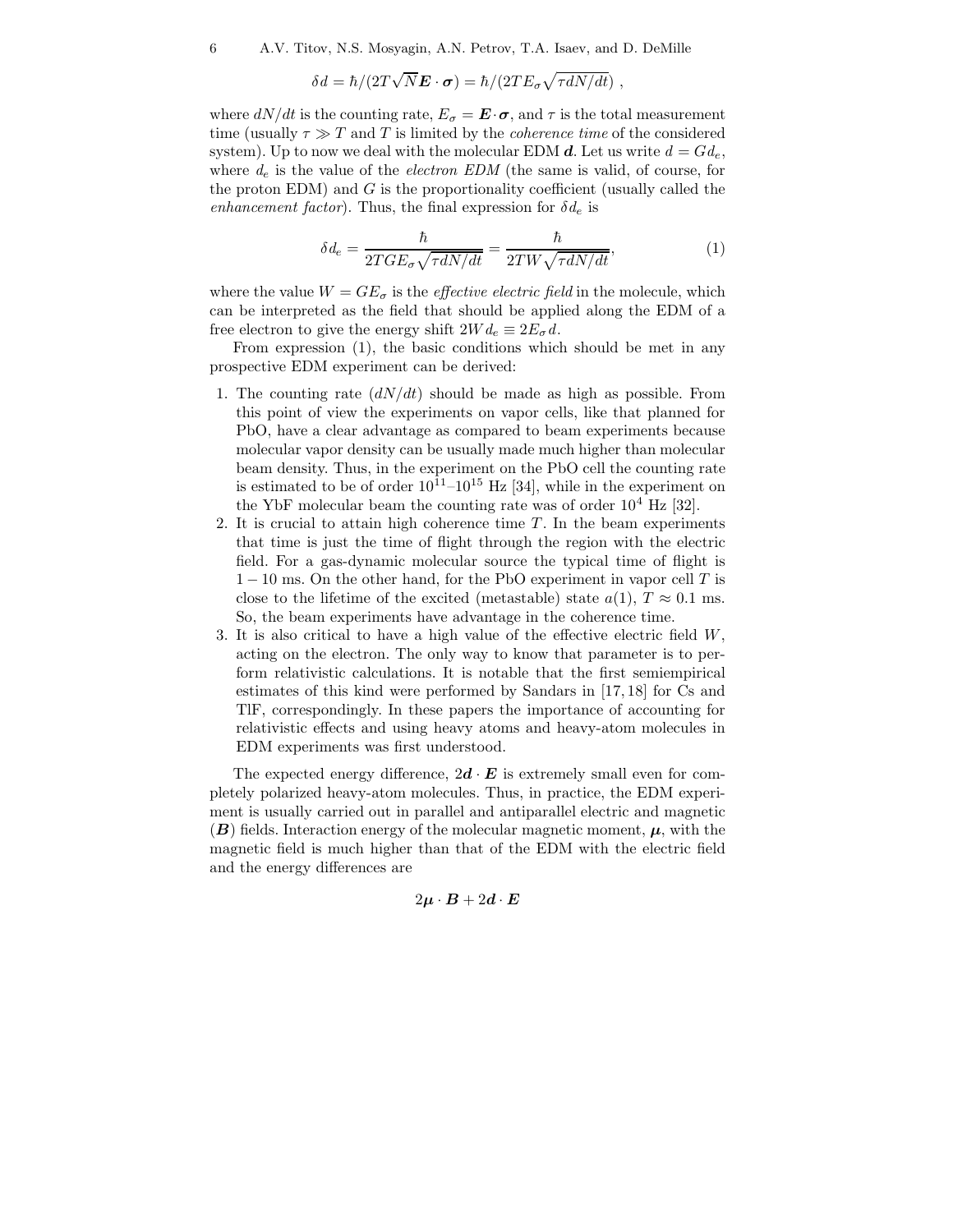$$\delta d = \hbar/(2T\sqrt{N}\boldsymbol{E}\cdot\boldsymbol{\sigma}) = \hbar/(2TE_\sigma\sqrt{\tau dN/dt}) \ ,$$

where $dN/dt$ is the counting rate, $E_\sigma = \boldsymbol{E}\cdot\boldsymbol{\sigma}$, and $\tau$ is the total measurement time (usually $\tau \gg T$ and $T$ is limited by the *coherence time* of the considered system). Up to now we deal with the molecular EDM $\boldsymbol{d}$. Let us write $d = Gd_e$, where $d_e$ is the value of the *electron EDM* (the same is valid, of course, for the proton EDM) and $G$ is the proportionality coefficient (usually called the *enhancement factor*). Thus, the final expression for $\delta d_e$ is

$$\delta d_e = \frac{\hbar}{2TGE_\sigma\sqrt{\tau dN/dt}} = \frac{\hbar}{2TW\sqrt{\tau dN/dt}}, \tag{1}$$

where the value $W = GE_\sigma$ is the *effective electric field* in the molecule, which can be interpreted as the field that should be applied along the EDM of a free electron to give the energy shift $2Wd_e \equiv 2E_\sigma d$.

From expression (1), the basic conditions which should be met in any prospective EDM experiment can be derived:

1. The counting rate ($dN/dt$) should be made as high as possible. From this point of view the experiments on vapor cells, like that planned for PbO, have a clear advantage as compared to beam experiments because molecular vapor density can be usually made much higher than molecular beam density. Thus, in the experiment on the PbO cell the counting rate is estimated to be of order $10^{11}$–$10^{15}$ Hz [34], while in the experiment on the YbF molecular beam the counting rate was of order $10^4$ Hz [32].
2. It is crucial to attain high coherence time $T$. In the beam experiments that time is just the time of flight through the region with the electric field. For a gas-dynamic molecular source the typical time of flight is $1-10$ ms. On the other hand, for the PbO experiment in vapor cell $T$ is close to the lifetime of the excited (metastable) state $a(1)$, $T \approx 0.1$ ms. So, the beam experiments have advantage in the coherence time.
3. It is also critical to have a high value of the effective electric field $W$, acting on the electron. The only way to know that parameter is to perform relativistic calculations. It is notable that the first semiempirical estimates of this kind were performed by Sandars in [17, 18] for Cs and TlF, correspondingly. In these papers the importance of accounting for relativistic effects and using heavy atoms and heavy-atom molecules in EDM experiments was first understood.

The expected energy difference, $2\boldsymbol{d}\cdot\boldsymbol{E}$ is extremely small even for completely polarized heavy-atom molecules. Thus, in practice, the EDM experiment is usually carried out in parallel and antiparallel electric and magnetic ($\boldsymbol{B}$) fields. Interaction energy of the molecular magnetic moment, $\boldsymbol{\mu}$, with the magnetic field is much higher than that of the EDM with the electric field and the energy differences are

$$2\boldsymbol{\mu}\cdot\boldsymbol{B} + 2\boldsymbol{d}\cdot\boldsymbol{E}$$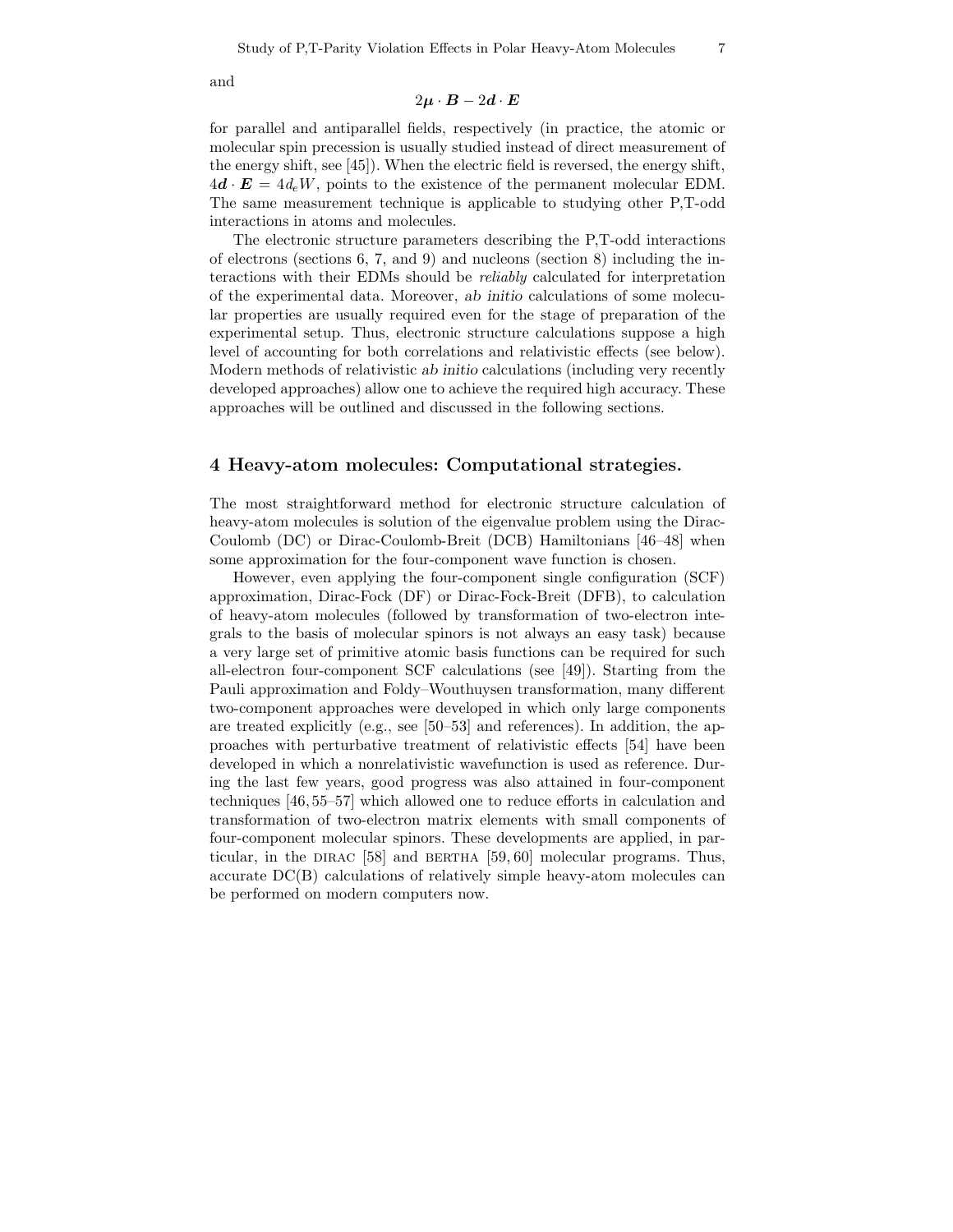and

$$2\boldsymbol{\mu} \cdot \boldsymbol{B} - 2\boldsymbol{d} \cdot \boldsymbol{E}$$

for parallel and antiparallel fields, respectively (in practice, the atomic or molecular spin precession is usually studied instead of direct measurement of the energy shift, see [45]). When the electric field is reversed, the energy shift, $4\boldsymbol{d} \cdot \boldsymbol{E} = 4d_eW$, points to the existence of the permanent molecular EDM. The same measurement technique is applicable to studying other P,T-odd interactions in atoms and molecules.

The electronic structure parameters describing the P,T-odd interactions of electrons (sections 6, 7, and 9) and nucleons (section 8) including the interactions with their EDMs should be *reliably* calculated for interpretation of the experimental data. Moreover, *ab initio* calculations of some molecular properties are usually required even for the stage of preparation of the experimental setup. Thus, electronic structure calculations suppose a high level of accounting for both correlations and relativistic effects (see below). Modern methods of relativistic *ab initio* calculations (including very recently developed approaches) allow one to achieve the required high accuracy. These approaches will be outlined and discussed in the following sections.

## 4 Heavy-atom molecules: Computational strategies.

The most straightforward method for electronic structure calculation of heavy-atom molecules is solution of the eigenvalue problem using the Dirac-Coulomb (DC) or Dirac-Coulomb-Breit (DCB) Hamiltonians [46–48] when some approximation for the four-component wave function is chosen.

However, even applying the four-component single configuration (SCF) approximation, Dirac-Fock (DF) or Dirac-Fock-Breit (DFB), to calculation of heavy-atom molecules (followed by transformation of two-electron integrals to the basis of molecular spinors is not always an easy task) because a very large set of primitive atomic basis functions can be required for such all-electron four-component SCF calculations (see [49]). Starting from the Pauli approximation and Foldy–Wouthuysen transformation, many different two-component approaches were developed in which only large components are treated explicitly (e.g., see [50–53] and references). In addition, the approaches with perturbative treatment of relativistic effects [54] have been developed in which a nonrelativistic wavefunction is used as reference. During the last few years, good progress was also attained in four-component techniques [46, 55–57] which allowed one to reduce efforts in calculation and transformation of two-electron matrix elements with small components of four-component molecular spinors. These developments are applied, in particular, in the DIRAC [58] and BERTHA [59, 60] molecular programs. Thus, accurate DC(B) calculations of relatively simple heavy-atom molecules can be performed on modern computers now.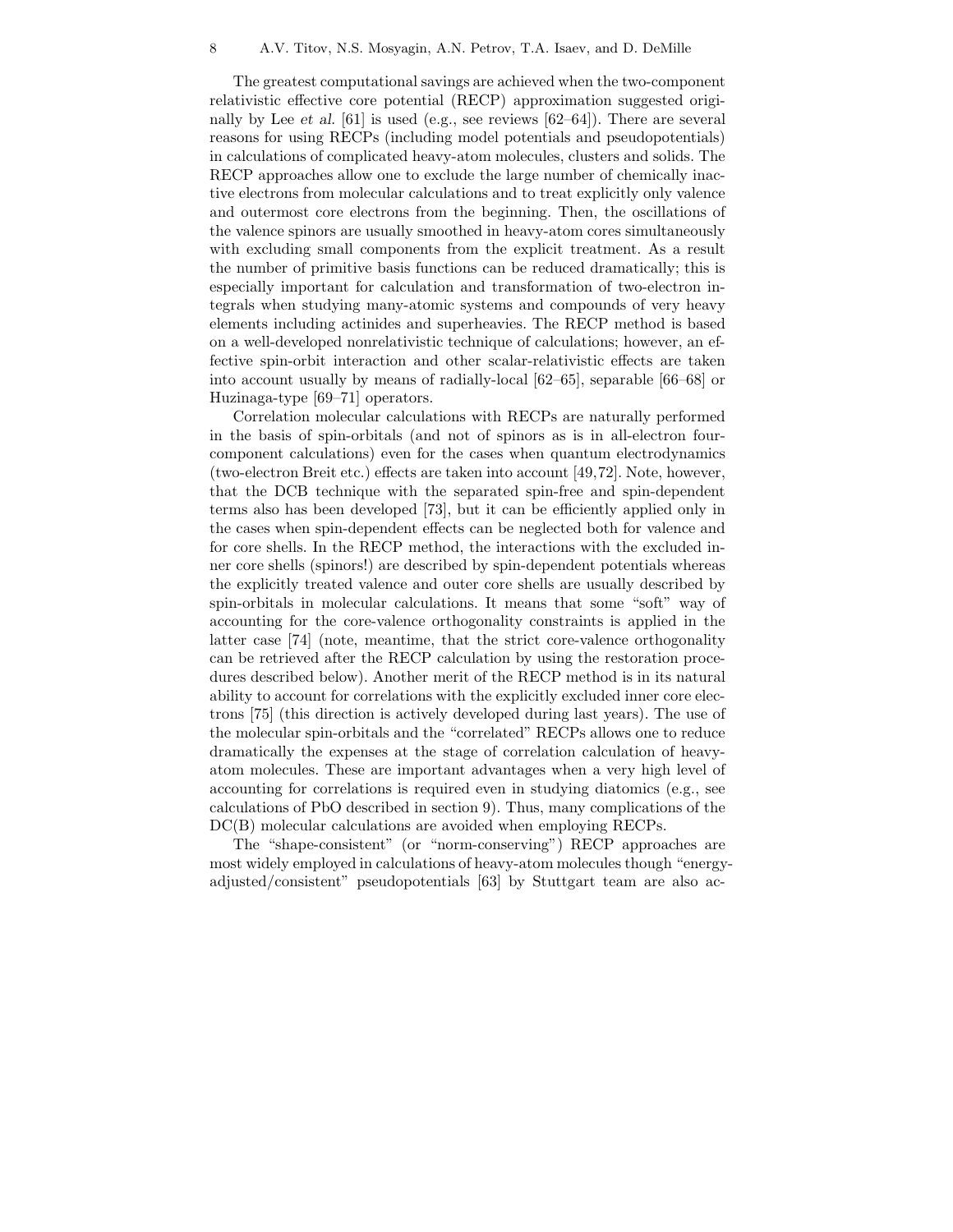The greatest computational savings are achieved when the two-component relativistic effective core potential (RECP) approximation suggested originally by Lee *et al.* [61] is used (e.g., see reviews [62–64]). There are several reasons for using RECPs (including model potentials and pseudopotentials) in calculations of complicated heavy-atom molecules, clusters and solids. The RECP approaches allow one to exclude the large number of chemically inactive electrons from molecular calculations and to treat explicitly only valence and outermost core electrons from the beginning. Then, the oscillations of the valence spinors are usually smoothed in heavy-atom cores simultaneously with excluding small components from the explicit treatment. As a result the number of primitive basis functions can be reduced dramatically; this is especially important for calculation and transformation of two-electron integrals when studying many-atomic systems and compounds of very heavy elements including actinides and superheavies. The RECP method is based on a well-developed nonrelativistic technique of calculations; however, an effective spin-orbit interaction and other scalar-relativistic effects are taken into account usually by means of radially-local [62–65], separable [66–68] or Huzinaga-type [69–71] operators.

Correlation molecular calculations with RECPs are naturally performed in the basis of spin-orbitals (and not of spinors as is in all-electron four-component calculations) even for the cases when quantum electrodynamics (two-electron Breit etc.) effects are taken into account [49,72]. Note, however, that the DCB technique with the separated spin-free and spin-dependent terms also has been developed [73], but it can be efficiently applied only in the cases when spin-dependent effects can be neglected both for valence and for core shells. In the RECP method, the interactions with the excluded inner core shells (spinors!) are described by spin-dependent potentials whereas the explicitly treated valence and outer core shells are usually described by spin-orbitals in molecular calculations. It means that some "soft" way of accounting for the core-valence orthogonality constraints is applied in the latter case [74] (note, meantime, that the strict core-valence orthogonality can be retrieved after the RECP calculation by using the restoration procedures described below). Another merit of the RECP method is in its natural ability to account for correlations with the explicitly excluded inner core electrons [75] (this direction is actively developed during last years). The use of the molecular spin-orbitals and the "correlated" RECPs allows one to reduce dramatically the expenses at the stage of correlation calculation of heavy-atom molecules. These are important advantages when a very high level of accounting for correlations is required even in studying diatomics (e.g., see calculations of PbO described in section 9). Thus, many complications of the DC(B) molecular calculations are avoided when employing RECPs.

The "shape-consistent" (or "norm-conserving") RECP approaches are most widely employed in calculations of heavy-atom molecules though "energy-adjusted/consistent" pseudopotentials [63] by Stuttgart team are also ac-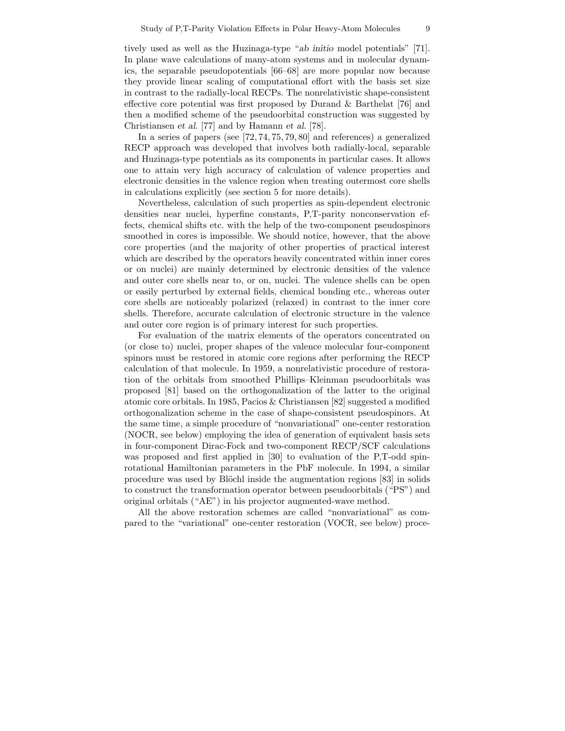tively used as well as the Huzinaga-type "*ab initio* model potentials" [71]. In plane wave calculations of many-atom systems and in molecular dynamics, the separable pseudopotentials [66–68] are more popular now because they provide linear scaling of computational effort with the basis set size in contrast to the radially-local RECPs. The nonrelativistic shape-consistent effective core potential was first proposed by Durand & Barthelat [76] and then a modified scheme of the pseudoorbital construction was suggested by Christiansen *et al.* [77] and by Hamann *et al.* [78].

In a series of papers (see [72, 74, 75, 79, 80] and references) a generalized RECP approach was developed that involves both radially-local, separable and Huzinaga-type potentials as its components in particular cases. It allows one to attain very high accuracy of calculation of valence properties and electronic densities in the valence region when treating outermost core shells in calculations explicitly (see section 5 for more details).

Nevertheless, calculation of such properties as spin-dependent electronic densities near nuclei, hyperfine constants, P,T-parity nonconservation effects, chemical shifts etc. with the help of the two-component pseudospinors smoothed in cores is impossible. We should notice, however, that the above core properties (and the majority of other properties of practical interest which are described by the operators heavily concentrated within inner cores or on nuclei) are mainly determined by electronic densities of the valence and outer core shells near to, or on, nuclei. The valence shells can be open or easily perturbed by external fields, chemical bonding etc., whereas outer core shells are noticeably polarized (relaxed) in contrast to the inner core shells. Therefore, accurate calculation of electronic structure in the valence and outer core region is of primary interest for such properties.

For evaluation of the matrix elements of the operators concentrated on (or close to) nuclei, proper shapes of the valence molecular four-component spinors must be restored in atomic core regions after performing the RECP calculation of that molecule. In 1959, a nonrelativistic procedure of restoration of the orbitals from smoothed Phillips–Kleinman pseudoorbitals was proposed [81] based on the orthogonalization of the latter to the original atomic core orbitals. In 1985, Pacios & Christiansen [82] suggested a modified orthogonalization scheme in the case of shape-consistent pseudospinors. At the same time, a simple procedure of "nonvariational" one-center restoration (NOCR, see below) employing the idea of generation of equivalent basis sets in four-component Dirac-Fock and two-component RECP/SCF calculations was proposed and first applied in [30] to evaluation of the P,T-odd spin-rotational Hamiltonian parameters in the PbF molecule. In 1994, a similar procedure was used by Blöchl inside the augmentation regions [83] in solids to construct the transformation operator between pseudoorbitals ("PS") and original orbitals ("AE") in his projector augmented-wave method.

All the above restoration schemes are called "nonvariational" as compared to the "variational" one-center restoration (VOCR, see below) proce-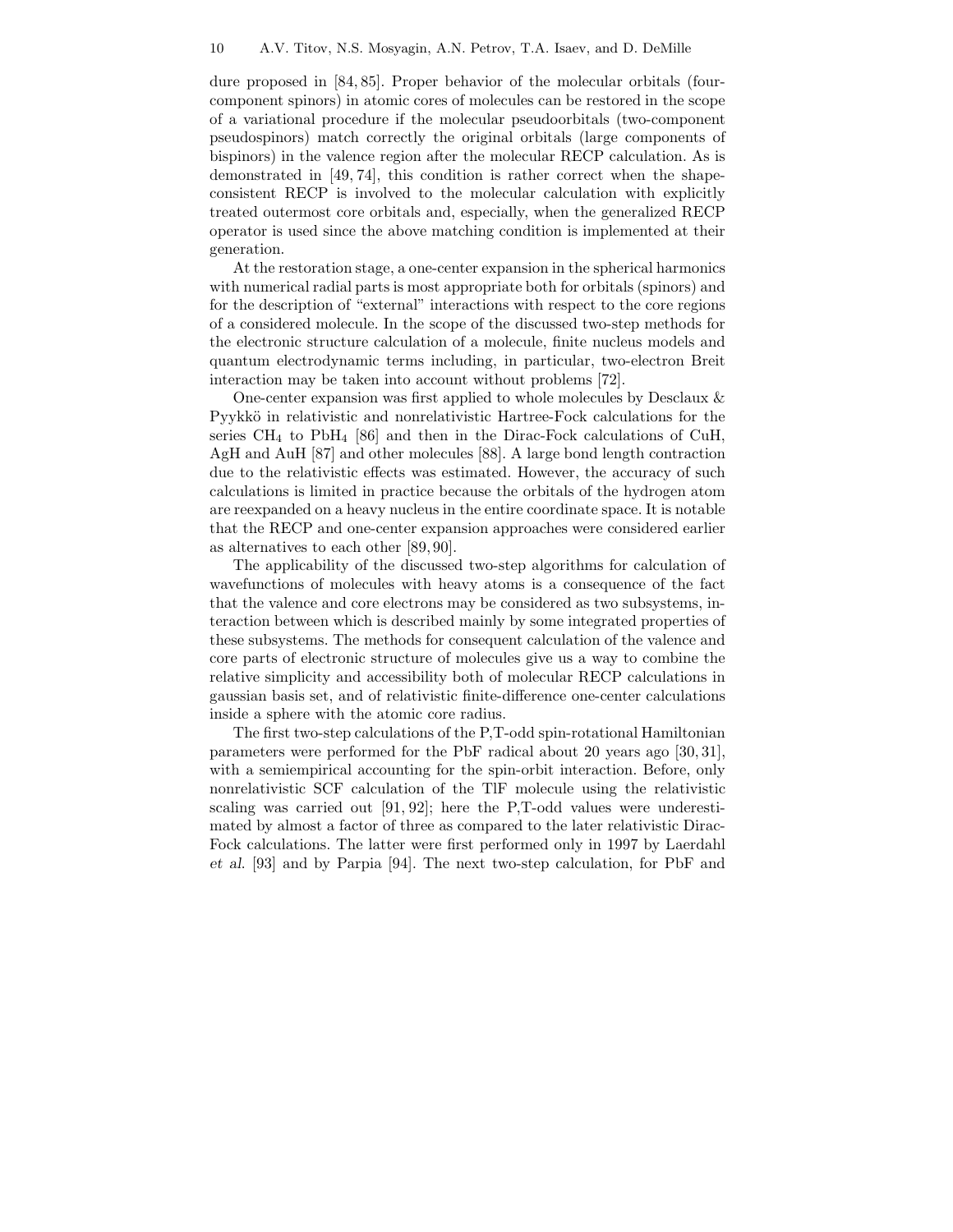dure proposed in [84, 85]. Proper behavior of the molecular orbitals (four-component spinors) in atomic cores of molecules can be restored in the scope of a variational procedure if the molecular pseudoorbitals (two-component pseudospinors) match correctly the original orbitals (large components of bispinors) in the valence region after the molecular RECP calculation. As is demonstrated in [49, 74], this condition is rather correct when the shape-consistent RECP is involved to the molecular calculation with explicitly treated outermost core orbitals and, especially, when the generalized RECP operator is used since the above matching condition is implemented at their generation.

At the restoration stage, a one-center expansion in the spherical harmonics with numerical radial parts is most appropriate both for orbitals (spinors) and for the description of "external" interactions with respect to the core regions of a considered molecule. In the scope of the discussed two-step methods for the electronic structure calculation of a molecule, finite nucleus models and quantum electrodynamic terms including, in particular, two-electron Breit interaction may be taken into account without problems [72].

One-center expansion was first applied to whole molecules by Desclaux & Pyykkö in relativistic and nonrelativistic Hartree-Fock calculations for the series $CH_4$ to $PbH_4$ [86] and then in the Dirac-Fock calculations of CuH, AgH and AuH [87] and other molecules [88]. A large bond length contraction due to the relativistic effects was estimated. However, the accuracy of such calculations is limited in practice because the orbitals of the hydrogen atom are reexpanded on a heavy nucleus in the entire coordinate space. It is notable that the RECP and one-center expansion approaches were considered earlier as alternatives to each other [89, 90].

The applicability of the discussed two-step algorithms for calculation of wavefunctions of molecules with heavy atoms is a consequence of the fact that the valence and core electrons may be considered as two subsystems, interaction between which is described mainly by some integrated properties of these subsystems. The methods for consequent calculation of the valence and core parts of electronic structure of molecules give us a way to combine the relative simplicity and accessibility both of molecular RECP calculations in gaussian basis set, and of relativistic finite-difference one-center calculations inside a sphere with the atomic core radius.

The first two-step calculations of the P,T-odd spin-rotational Hamiltonian parameters were performed for the PbF radical about 20 years ago [30, 31], with a semiempirical accounting for the spin-orbit interaction. Before, only nonrelativistic SCF calculation of the TlF molecule using the relativistic scaling was carried out [91, 92]; here the P,T-odd values were underestimated by almost a factor of three as compared to the later relativistic Dirac-Fock calculations. The latter were first performed only in 1997 by Laerdahl *et al.* [93] and by Parpia [94]. The next two-step calculation, for PbF and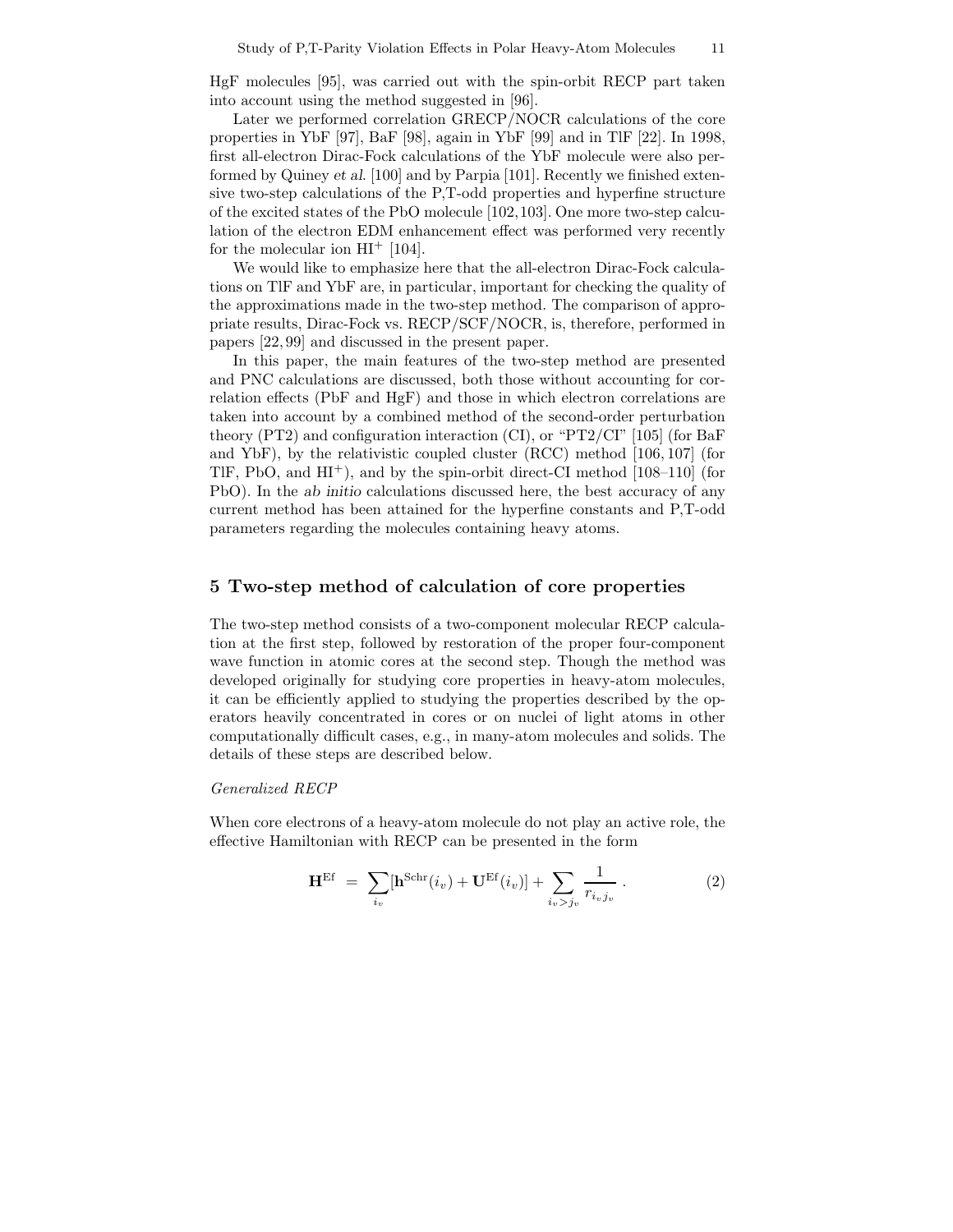HgF molecules [95], was carried out with the spin-orbit RECP part taken into account using the method suggested in [96].

Later we performed correlation GRECP/NOCR calculations of the core properties in YbF [97], BaF [98], again in YbF [99] and in TlF [22]. In 1998, first all-electron Dirac-Fock calculations of the YbF molecule were also performed by Quiney *et al.* [100] and by Parpia [101]. Recently we finished extensive two-step calculations of the P,T-odd properties and hyperfine structure of the excited states of the PbO molecule [102,103]. One more two-step calculation of the electron EDM enhancement effect was performed very recently for the molecular ion $HI^+$ [104].

We would like to emphasize here that the all-electron Dirac-Fock calculations on TlF and YbF are, in particular, important for checking the quality of the approximations made in the two-step method. The comparison of appropriate results, Dirac-Fock vs. RECP/SCF/NOCR, is, therefore, performed in papers [22,99] and discussed in the present paper.

In this paper, the main features of the two-step method are presented and PNC calculations are discussed, both those without accounting for correlation effects (PbF and HgF) and those in which electron correlations are taken into account by a combined method of the second-order perturbation theory (PT2) and configuration interaction (CI), or "PT2/CI" [105] (for BaF and YbF), by the relativistic coupled cluster (RCC) method [106,107] (for TlF, PbO, and $HI^+$), and by the spin-orbit direct-CI method [108–110] (for PbO). In the *ab initio* calculations discussed here, the best accuracy of any current method has been attained for the hyperfine constants and P,T-odd parameters regarding the molecules containing heavy atoms.

## 5 Two-step method of calculation of core properties

The two-step method consists of a two-component molecular RECP calculation at the first step, followed by restoration of the proper four-component wave function in atomic cores at the second step. Though the method was developed originally for studying core properties in heavy-atom molecules, it can be efficiently applied to studying the properties described by the operators heavily concentrated in cores or on nuclei of light atoms in other computationally difficult cases, e.g., in many-atom molecules and solids. The details of these steps are described below.

*Generalized RECP*

When core electrons of a heavy-atom molecule do not play an active role, the effective Hamiltonian with RECP can be presented in the form

$$\mathbf{H}^{\rm Ef} \ = \ \sum_{i_v}[\mathbf{h}^{\rm Schr}(i_v) + \mathbf{U}^{\rm Ef}(i_v)] + \sum_{i_v>j_v}\frac{1}{r_{i_vj_v}} \ . \qquad (2)$$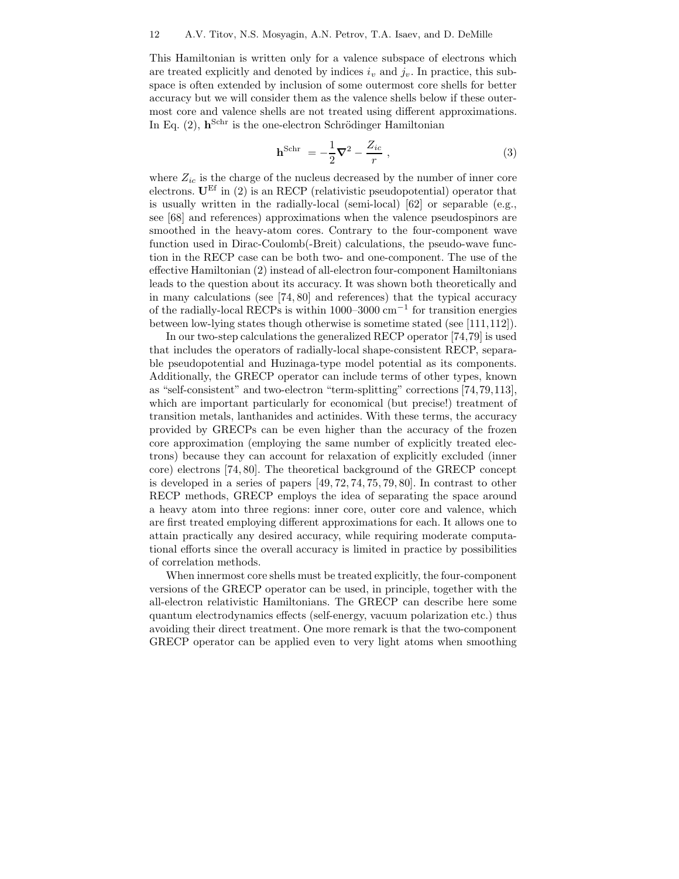This Hamiltonian is written only for a valence subspace of electrons which are treated explicitly and denoted by indices $i_v$ and $j_v$. In practice, this subspace is often extended by inclusion of some outermost core shells for better accuracy but we will consider them as the valence shells below if these outermost core and valence shells are not treated using different approximations. In Eq. (2), $\mathbf{h}^{\mathrm{Schr}}$ is the one-electron Schrödinger Hamiltonian

$$\mathbf{h}^{\mathrm{Schr}} = -\frac{1}{2}\boldsymbol{\nabla}^2 - \frac{Z_{ic}}{r} \ , \tag{3}$$

where $Z_{ic}$ is the charge of the nucleus decreased by the number of inner core electrons. $\mathbf{U}^{\mathrm{Ef}}$ in (2) is an RECP (relativistic pseudopotential) operator that is usually written in the radially-local (semi-local) [62] or separable (e.g., see [68] and references) approximations when the valence pseudospinors are smoothed in the heavy-atom cores. Contrary to the four-component wave function used in Dirac-Coulomb(-Breit) calculations, the pseudo-wave function in the RECP case can be both two- and one-component. The use of the effective Hamiltonian (2) instead of all-electron four-component Hamiltonians leads to the question about its accuracy. It was shown both theoretically and in many calculations (see [74, 80] and references) that the typical accuracy of the radially-local RECPs is within 1000–3000 cm$^{-1}$ for transition energies between low-lying states though otherwise is sometime stated (see [111,112]).

In our two-step calculations the generalized RECP operator [74,79] is used that includes the operators of radially-local shape-consistent RECP, separable pseudopotential and Huzinaga-type model potential as its components. Additionally, the GRECP operator can include terms of other types, known as "self-consistent" and two-electron "term-splitting" corrections [74,79,113], which are important particularly for economical (but precise!) treatment of transition metals, lanthanides and actinides. With these terms, the accuracy provided by GRECPs can be even higher than the accuracy of the frozen core approximation (employing the same number of explicitly treated electrons) because they can account for relaxation of explicitly excluded (inner core) electrons [74, 80]. The theoretical background of the GRECP concept is developed in a series of papers [49, 72, 74, 75, 79, 80]. In contrast to other RECP methods, GRECP employs the idea of separating the space around a heavy atom into three regions: inner core, outer core and valence, which are first treated employing different approximations for each. It allows one to attain practically any desired accuracy, while requiring moderate computational efforts since the overall accuracy is limited in practice by possibilities of correlation methods.

When innermost core shells must be treated explicitly, the four-component versions of the GRECP operator can be used, in principle, together with the all-electron relativistic Hamiltonians. The GRECP can describe here some quantum electrodynamics effects (self-energy, vacuum polarization etc.) thus avoiding their direct treatment. One more remark is that the two-component GRECP operator can be applied even to very light atoms when smoothing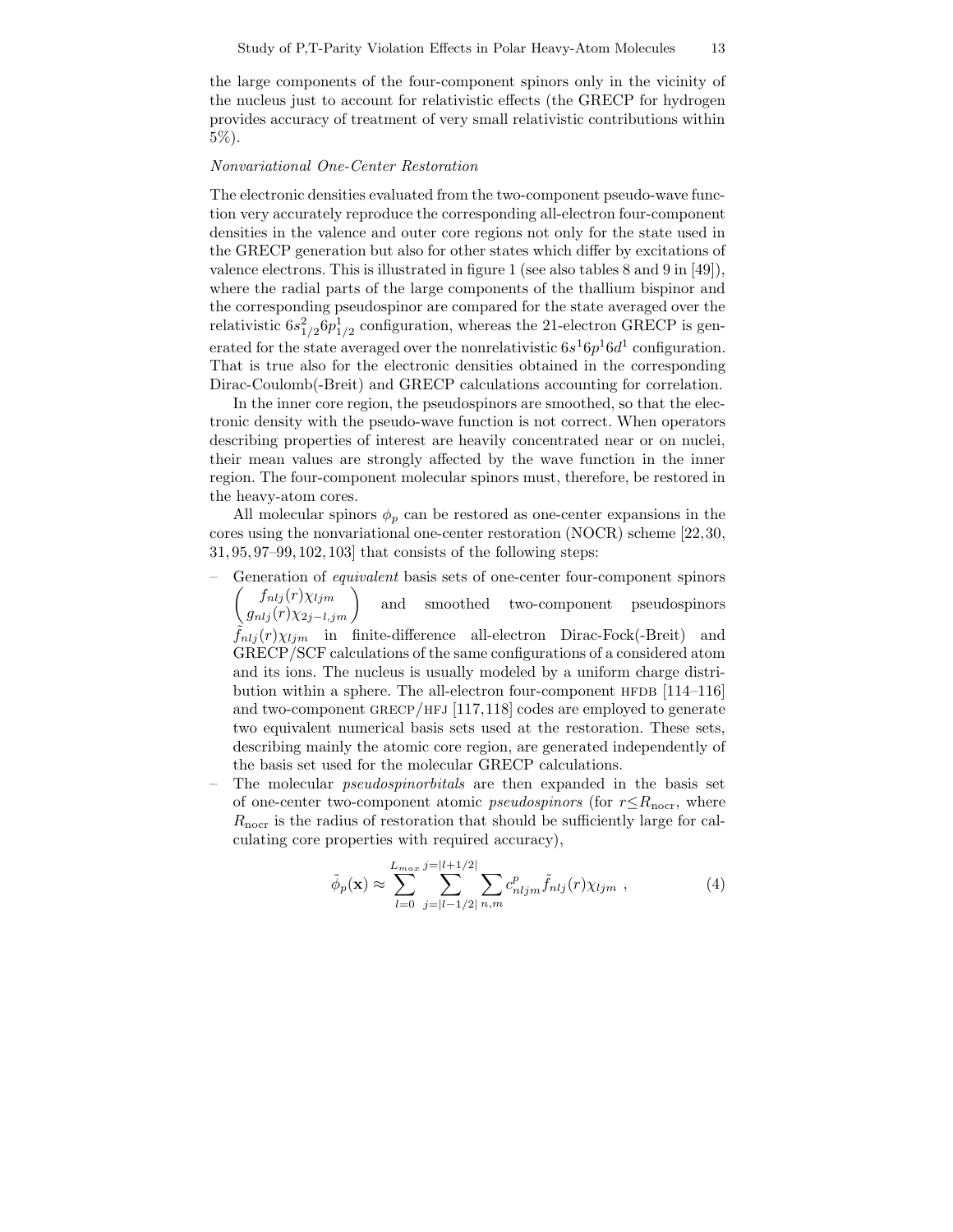the large components of the four-component spinors only in the vicinity of the nucleus just to account for relativistic effects (the GRECP for hydrogen provides accuracy of treatment of very small relativistic contributions within 5%).

*Nonvariational One-Center Restoration*

The electronic densities evaluated from the two-component pseudo-wave function very accurately reproduce the corresponding all-electron four-component densities in the valence and outer core regions not only for the state used in the GRECP generation but also for other states which differ by excitations of valence electrons. This is illustrated in figure 1 (see also tables 8 and 9 in [49]), where the radial parts of the large components of the thallium bispinor and the corresponding pseudospinor are compared for the state averaged over the relativistic $6s_{1/2}^2 6p_{1/2}^1$ configuration, whereas the 21-electron GRECP is generated for the state averaged over the nonrelativistic $6s^1 6p^1 6d^1$ configuration. That is true also for the electronic densities obtained in the corresponding Dirac-Coulomb(-Breit) and GRECP calculations accounting for correlation.

In the inner core region, the pseudospinors are smoothed, so that the electronic density with the pseudo-wave function is not correct. When operators describing properties of interest are heavily concentrated near or on nuclei, their mean values are strongly affected by the wave function in the inner region. The four-component molecular spinors must, therefore, be restored in the heavy-atom cores.

All molecular spinors $\phi_p$ can be restored as one-center expansions in the cores using the nonvariational one-center restoration (NOCR) scheme [22,30, 31,95,97–99,102,103] that consists of the following steps:

– Generation of *equivalent* basis sets of one-center four-component spinors $\begin{pmatrix} f_{nlj}(r)\chi_{ljm} \\ g_{nlj}(r)\chi_{2j-l,jm} \end{pmatrix}$ and smoothed two-component pseudospinors $\tilde{f}_{nlj}(r)\chi_{ljm}$ in finite-difference all-electron Dirac-Fock(-Breit) and GRECP/SCF calculations of the same configurations of a considered atom and its ions. The nucleus is usually modeled by a uniform charge distribution within a sphere. The all-electron four-component HFDB [114–116] and two-component GRECP/HFJ [117,118] codes are employed to generate two equivalent numerical basis sets used at the restoration. These sets, describing mainly the atomic core region, are generated independently of the basis set used for the molecular GRECP calculations.

– The molecular *pseudospinorbitals* are then expanded in the basis set of one-center two-component atomic *pseudospinors* (for $r \le R_{\rm nocr}$, where $R_{\rm nocr}$ is the radius of restoration that should be sufficiently large for calculating core properties with required accuracy),

$$\tilde{\phi}_p(\mathbf{x}) \approx \sum_{l=0}^{L_{max}} \sum_{j=|l-1/2|}^{j=|l+1/2|} \sum_{n,m} c_{nljm}^p \tilde{f}_{nlj}(r)\chi_{ljm} \ , \tag{4}$$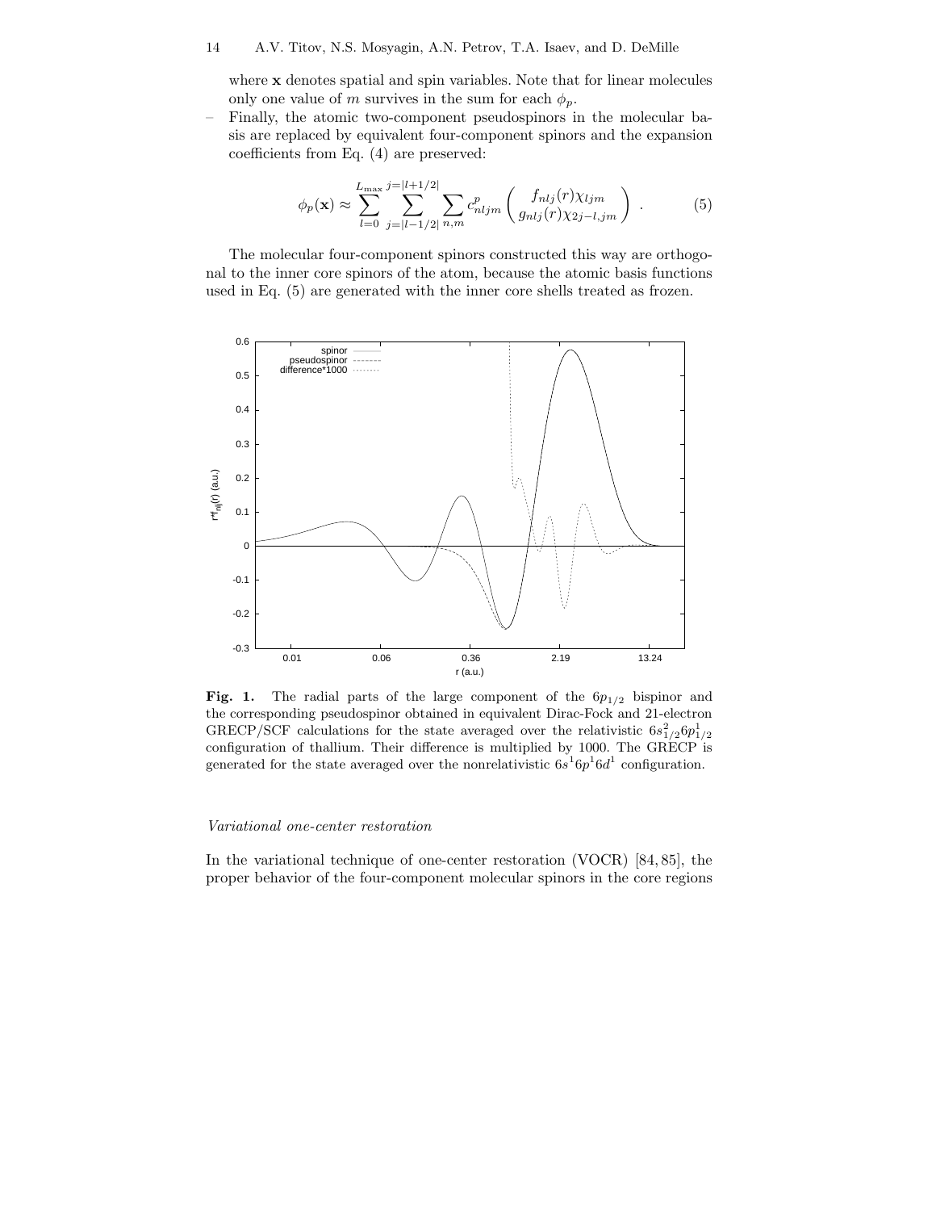where **x** denotes spatial and spin variables. Note that for linear molecules only one value of $m$ survives in the sum for each $\phi_p$.

– Finally, the atomic two-component pseudospinors in the molecular basis are replaced by equivalent four-component spinors and the expansion coefficients from Eq. (4) are preserved:

$$\phi_p(\mathbf{x}) \approx \sum_{l=0}^{L_{\max}} \sum_{j=|l-1/2|}^{j=|l+1/2|} \sum_{n,m} c^p_{nljm} \begin{pmatrix} f_{nlj}(r)\chi_{ljm} \\ g_{nlj}(r)\chi_{2j-l,jm} \end{pmatrix} . \tag{5}$$

The molecular four-component spinors constructed this way are orthogonal to the inner core spinors of the atom, because the atomic basis functions used in Eq. (5) are generated with the inner core shells treated as frozen.

**Fig. 1.** The radial parts of the large component of the $6p_{1/2}$ bispinor and the corresponding pseudospinor obtained in equivalent Dirac-Fock and 21-electron GRECP/SCF calculations for the state averaged over the relativistic $6s^2_{1/2}6p^1_{1/2}$ configuration of thallium. Their difference is multiplied by 1000. The GRECP is generated for the state averaged over the nonrelativistic $6s^16p^16d^1$ configuration.

*Variational one-center restoration*

In the variational technique of one-center restoration (VOCR) [84, 85], the proper behavior of the four-component molecular spinors in the core regions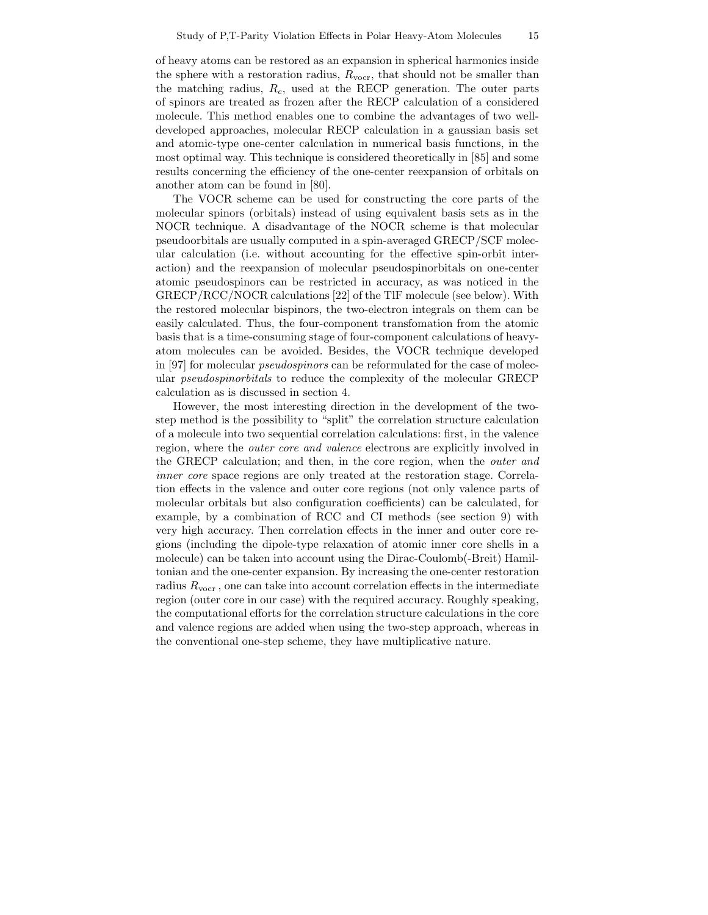of heavy atoms can be restored as an expansion in spherical harmonics inside the sphere with a restoration radius, $R_{\rm vocr}$, that should not be smaller than the matching radius, $R_c$, used at the RECP generation. The outer parts of spinors are treated as frozen after the RECP calculation of a considered molecule. This method enables one to combine the advantages of two well-developed approaches, molecular RECP calculation in a gaussian basis set and atomic-type one-center calculation in numerical basis functions, in the most optimal way. This technique is considered theoretically in [85] and some results concerning the efficiency of the one-center reexpansion of orbitals on another atom can be found in [80].

The VOCR scheme can be used for constructing the core parts of the molecular spinors (orbitals) instead of using equivalent basis sets as in the NOCR technique. A disadvantage of the NOCR scheme is that molecular pseudoorbitals are usually computed in a spin-averaged GRECP/SCF molecular calculation (i.e. without accounting for the effective spin-orbit interaction) and the reexpansion of molecular pseudospinorbitals on one-center atomic pseudospinors can be restricted in accuracy, as was noticed in the GRECP/RCC/NOCR calculations [22] of the TlF molecule (see below). With the restored molecular bispinors, the two-electron integrals on them can be easily calculated. Thus, the four-component transfomation from the atomic basis that is a time-consuming stage of four-component calculations of heavy-atom molecules can be avoided. Besides, the VOCR technique developed in [97] for molecular *pseudospinors* can be reformulated for the case of molecular *pseudospinorbitals* to reduce the complexity of the molecular GRECP calculation as is discussed in section 4.

However, the most interesting direction in the development of the two-step method is the possibility to "split" the correlation structure calculation of a molecule into two sequential correlation calculations: first, in the valence region, where the *outer core and valence* electrons are explicitly involved in the GRECP calculation; and then, in the core region, when the *outer and inner core* space regions are only treated at the restoration stage. Correlation effects in the valence and outer core regions (not only valence parts of molecular orbitals but also configuration coefficients) can be calculated, for example, by a combination of RCC and CI methods (see section 9) with very high accuracy. Then correlation effects in the inner and outer core regions (including the dipole-type relaxation of atomic inner core shells in a molecule) can be taken into account using the Dirac-Coulomb(-Breit) Hamiltonian and the one-center expansion. By increasing the one-center restoration radius $R_{\rm vocr}$ , one can take into account correlation effects in the intermediate region (outer core in our case) with the required accuracy. Roughly speaking, the computational efforts for the correlation structure calculations in the core and valence regions are added when using the two-step approach, whereas in the conventional one-step scheme, they have multiplicative nature.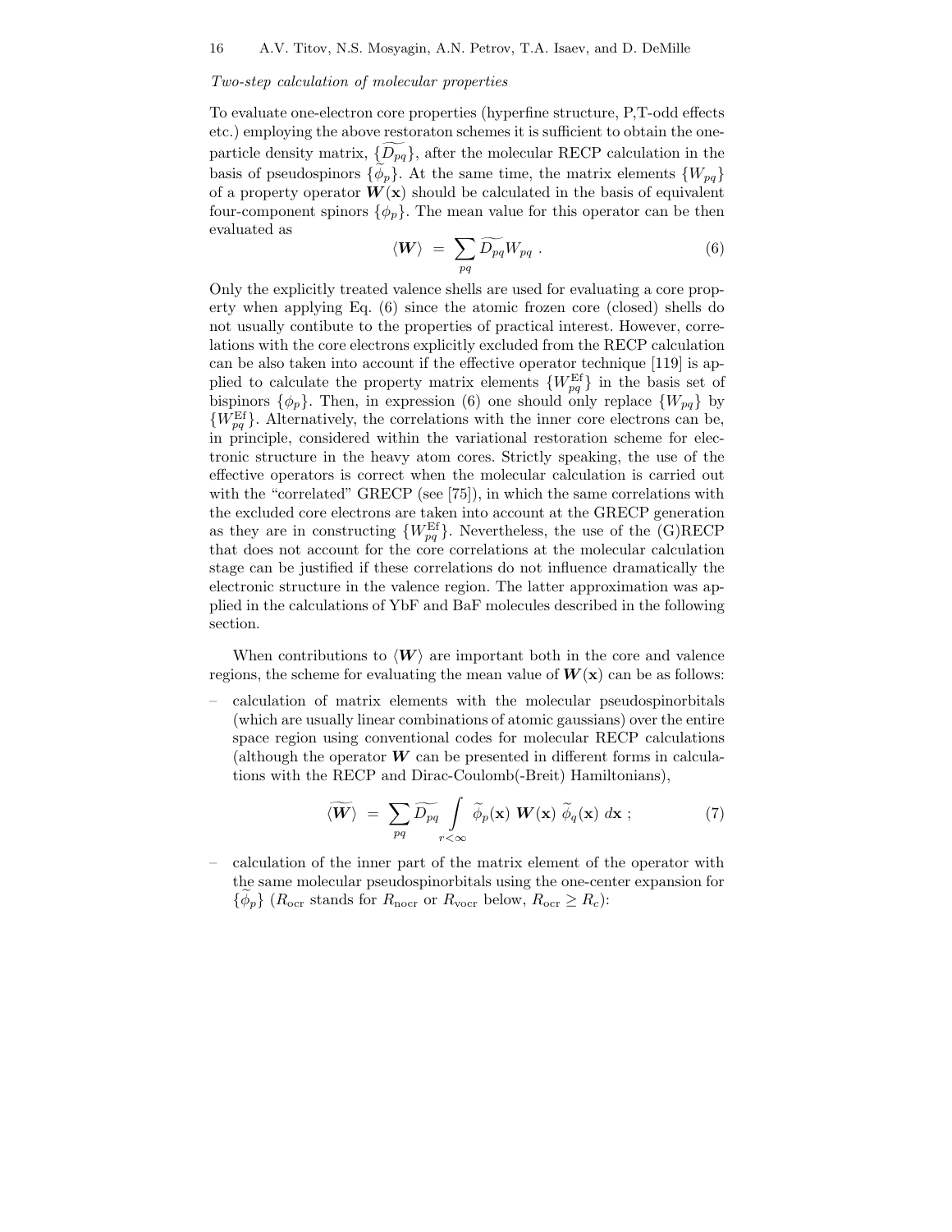*Two-step calculation of molecular properties*

To evaluate one-electron core properties (hyperfine structure, P,T-odd effects etc.) employing the above restoraton schemes it is sufficient to obtain the one-particle density matrix, $\{\widetilde{D_{pq}}\}$, after the molecular RECP calculation in the basis of pseudospinors $\{\widetilde{\phi}_p\}$. At the same time, the matrix elements $\{W_{pq}\}$ of a property operator $\boldsymbol{W}(\mathbf{x})$ should be calculated in the basis of equivalent four-component spinors $\{\phi_p\}$. The mean value for this operator can be then evaluated as

$$\langle \boldsymbol{W} \rangle \ = \ \sum_{pq} \widetilde{D_{pq}} W_{pq} \ . \tag{6}$$

Only the explicitly treated valence shells are used for evaluating a core property when applying Eq. (6) since the atomic frozen core (closed) shells do not usually contibute to the properties of practical interest. However, correlations with the core electrons explicitly excluded from the RECP calculation can be also taken into account if the effective operator technique [119] is applied to calculate the property matrix elements $\{W^{\rm Ef}_{pq}\}$ in the basis set of bispinors $\{\phi_p\}$. Then, in expression (6) one should only replace $\{W_{pq}\}$ by $\{W^{\rm Ef}_{pq}\}$. Alternatively, the correlations with the inner core electrons can be, in principle, considered within the variational restoration scheme for electronic structure in the heavy atom cores. Strictly speaking, the use of the effective operators is correct when the molecular calculation is carried out with the "correlated" GRECP (see [75]), in which the same correlations with the excluded core electrons are taken into account at the GRECP generation as they are in constructing $\{W^{\rm Ef}_{pq}\}$. Nevertheless, the use of the (G)RECP that does not account for the core correlations at the molecular calculation stage can be justified if these correlations do not influence dramatically the electronic structure in the valence region. The latter approximation was applied in the calculations of YbF and BaF molecules described in the following section.

When contributions to $\langle \boldsymbol{W} \rangle$ are important both in the core and valence regions, the scheme for evaluating the mean value of $\boldsymbol{W}(\mathbf{x})$ can be as follows:

– calculation of matrix elements with the molecular pseudospinorbitals (which are usually linear combinations of atomic gaussians) over the entire space region using conventional codes for molecular RECP calculations (although the operator $\boldsymbol{W}$ can be presented in different forms in calculations with the RECP and Dirac-Coulomb(-Breit) Hamiltonians),

$$\widetilde{\langle \boldsymbol{W} \rangle} \ = \ \sum_{pq} \widetilde{D_{pq}} \int\limits_{r<\infty} \widetilde{\phi}_p(\mathbf{x}) \ \boldsymbol{W}(\mathbf{x}) \ \widetilde{\phi}_q(\mathbf{x}) \ d\mathbf{x} \ ; \tag{7}$$

– calculation of the inner part of the matrix element of the operator with the same molecular pseudospinorbitals using the one-center expansion for $\{\widetilde{\phi}_p\}$ ($R_{\rm ocr}$ stands for $R_{\rm nocr}$ or $R_{\rm vocr}$ below, $R_{\rm ocr} \ge R_c$):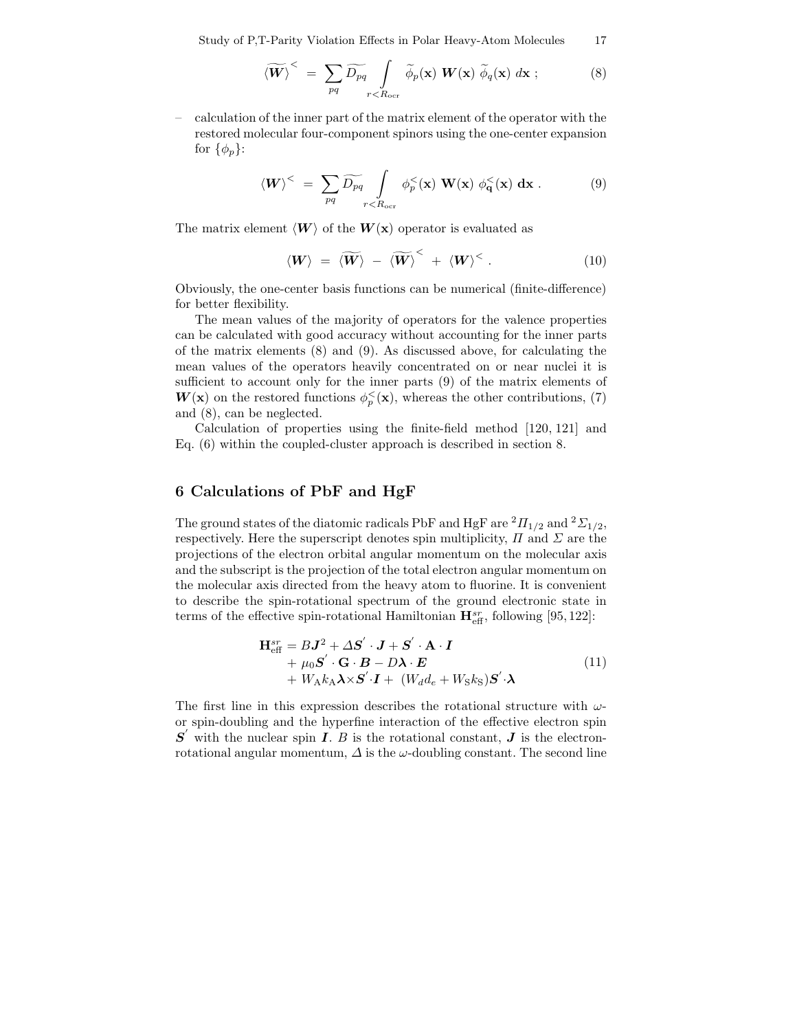$$\widetilde{\langle \boldsymbol{W} \rangle}^{<} \;=\; \sum_{pq} \widetilde{D_{pq}} \int\limits_{r<R_{\rm ocr}} \widetilde{\phi}_p(\mathbf{x})\; \boldsymbol{W}(\mathbf{x})\; \widetilde{\phi}_q(\mathbf{x})\; d\mathbf{x}\;; \tag{8}$$

– calculation of the inner part of the matrix element of the operator with the restored molecular four-component spinors using the one-center expansion for $\{\phi_p\}$:

$$\langle \boldsymbol{W} \rangle^{<} \;=\; \sum_{pq} \widetilde{D_{pq}} \int\limits_{r<R_{\rm ocr}} \phi_p^{<}(\mathbf{x})\; \mathbf{W}(\mathbf{x})\; \phi_{\mathbf{q}}^{<}(\mathbf{x})\; \mathbf{dx}\;. \tag{9}$$

The matrix element $\langle \boldsymbol{W} \rangle$ of the $\boldsymbol{W}(\mathbf{x})$ operator is evaluated as

$$\langle \boldsymbol{W} \rangle \;=\; \widetilde{\langle \boldsymbol{W} \rangle} \;-\; \widetilde{\langle \boldsymbol{W} \rangle}^{<} \;+\; \langle \boldsymbol{W} \rangle^{<}\;. \tag{10}$$

Obviously, the one-center basis functions can be numerical (finite-difference) for better flexibility.

The mean values of the majority of operators for the valence properties can be calculated with good accuracy without accounting for the inner parts of the matrix elements (8) and (9). As discussed above, for calculating the mean values of the operators heavily concentrated on or near nuclei it is sufficient to account only for the inner parts (9) of the matrix elements of $\boldsymbol{W}(\mathbf{x})$ on the restored functions $\phi_p^{<}(\mathbf{x})$, whereas the other contributions, (7) and (8), can be neglected.

Calculation of properties using the finite-field method [120, 121] and Eq. (6) within the coupled-cluster approach is described in section 8.

## 6 Calculations of PbF and HgF

The ground states of the diatomic radicals PbF and HgF are ${}^2\Pi_{1/2}$ and ${}^2\Sigma_{1/2}$, respectively. Here the superscript denotes spin multiplicity, $\Pi$ and $\Sigma$ are the projections of the electron orbital angular momentum on the molecular axis and the subscript is the projection of the total electron angular momentum on the molecular axis directed from the heavy atom to fluorine. It is convenient to describe the spin-rotational spectrum of the ground electronic state in terms of the effective spin-rotational Hamiltonian $\mathbf{H}^{sr}_{\rm eff}$, following [95, 122]:

$$\begin{aligned}
\mathbf{H}^{sr}_{\rm eff} &= B\boldsymbol{J}^2 + \Delta \boldsymbol{S}^{'} \cdot \boldsymbol{J} + \boldsymbol{S}^{'} \cdot \mathbf{A} \cdot \boldsymbol{I} \\
&+ \mu_0 \boldsymbol{S}^{'} \cdot \mathbf{G} \cdot \boldsymbol{B} - D\boldsymbol{\lambda} \cdot \boldsymbol{E} \\
&+ W_{\rm A} k_{\rm A} \boldsymbol{\lambda} \times \boldsymbol{S}^{'} \cdot \boldsymbol{I} + \; (W_d d_e + W_{\rm S} k_{\rm S}) \boldsymbol{S}^{'} \cdot \boldsymbol{\lambda}
\end{aligned} \tag{11}$$

The first line in this expression describes the rotational structure with $\omega$- or spin-doubling and the hyperfine interaction of the effective electron spin $\boldsymbol{S}^{'}$ with the nuclear spin $\boldsymbol{I}$. $B$ is the rotational constant, $\boldsymbol{J}$ is the electron-rotational angular momentum, $\Delta$ is the $\omega$-doubling constant. The second line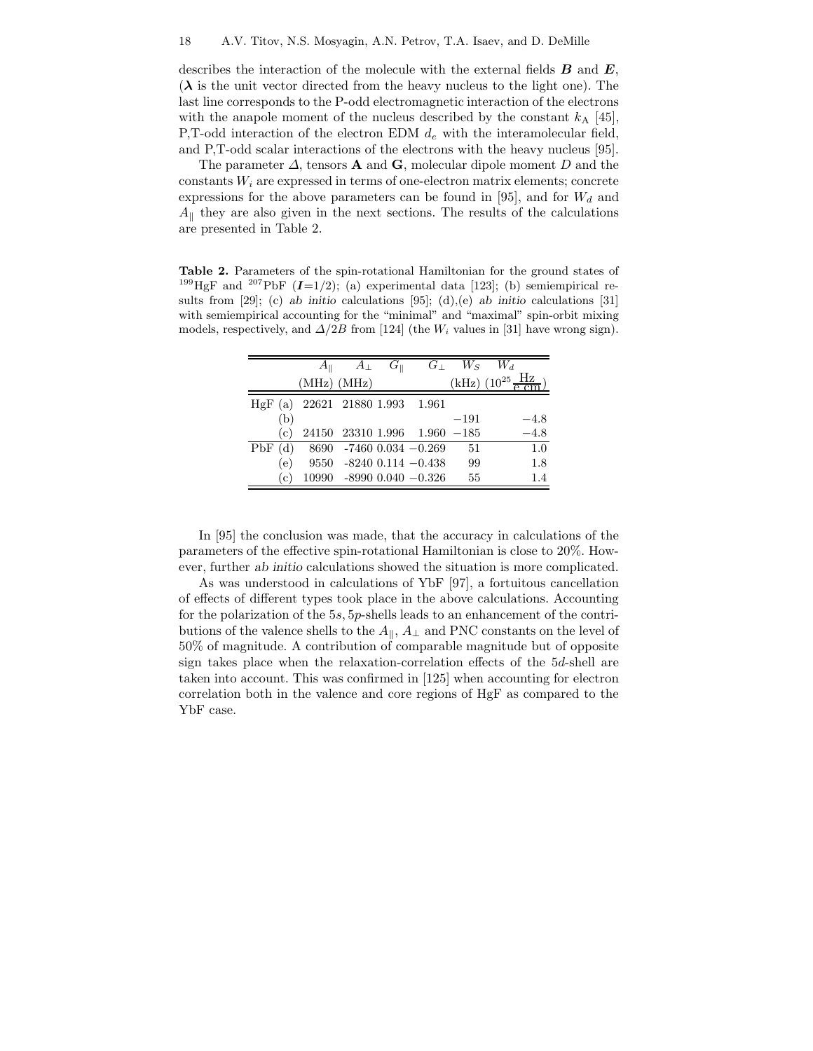describes the interaction of the molecule with the external fields $\boldsymbol{B}$ and $\boldsymbol{E}$, ($\boldsymbol{\lambda}$ is the unit vector directed from the heavy nucleus to the light one). The last line corresponds to the P-odd electromagnetic interaction of the electrons with the anapole moment of the nucleus described by the constant $k_{\mathrm{A}}$ [45], P,T-odd interaction of the electron EDM $d_e$ with the interamolecular field, and P,T-odd scalar interactions of the electrons with the heavy nucleus [95].

The parameter $\Delta$, tensors $\mathbf{A}$ and $\mathbf{G}$, molecular dipole moment $D$ and the constants $W_i$ are expressed in terms of one-electron matrix elements; concrete expressions for the above parameters can be found in [95], and for $W_d$ and $A_{\|}$ they are also given in the next sections. The results of the calculations are presented in Table 2.

**Table 2.** Parameters of the spin-rotational Hamiltonian for the ground states of $^{199}$HgF and $^{207}$PbF ($\boldsymbol{I}$=1/2); (a) experimental data [123]; (b) semiempirical results from [29]; (c) *ab initio* calculations [95]; (d),(e) *ab initio* calculations [31] with semiempirical accounting for the "minimal" and "maximal" spin-orbit mixing models, respectively, and $\Delta/2B$ from [124] (the $W_i$ values in [31] have wrong sign).

| | $A_{\|}$ (MHz) | $A_{\perp}$ (MHz) | $G_{\|}$ | $G_{\perp}$ | $W_S$ (kHz) | $W_d$ ($10^{25}\frac{\mathrm{Hz}}{\mathrm{e\ cm}}$) |
|---|---|---|---|---|---|---|
| HgF (a) | 22621 | 21880 | 1.993 | 1.961 | | |
| (b) | | | | | $-191$ | $-4.8$ |
| (c) | 24150 | 23310 | 1.996 | 1.960 | $-185$ | $-4.8$ |
| PbF (d) | 8690 | -7460 | 0.034 | $-0.269$ | 51 | 1.0 |
| (e) | 9550 | -8240 | 0.114 | $-0.438$ | 99 | 1.8 |
| (c) | 10990 | -8990 | 0.040 | $-0.326$ | 55 | 1.4 |

In [95] the conclusion was made, that the accuracy in calculations of the parameters of the effective spin-rotational Hamiltonian is close to 20%. However, further *ab initio* calculations showed the situation is more complicated.

As was understood in calculations of YbF [97], a fortuitous cancellation of effects of different types took place in the above calculations. Accounting for the polarization of the $5s,5p$-shells leads to an enhancement of the contributions of the valence shells to the $A_{\|}$, $A_{\perp}$ and PNC constants on the level of 50% of magnitude. A contribution of comparable magnitude but of opposite sign takes place when the relaxation-correlation effects of the $5d$-shell are taken into account. This was confirmed in [125] when accounting for electron correlation both in the valence and core regions of HgF as compared to the YbF case.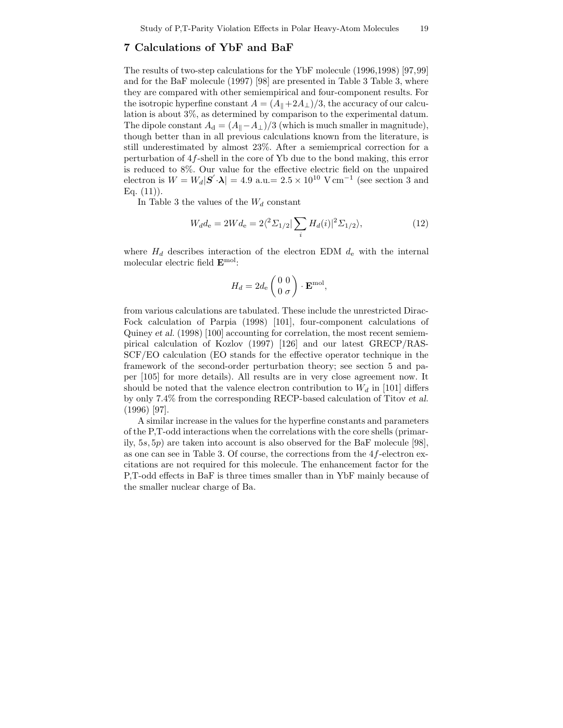## 7 Calculations of YbF and BaF

The results of two-step calculations for the YbF molecule (1996,1998) [97,99] and for the BaF molecule (1997) [98] are presented in Table 3 Table 3, where they are compared with other semiempirical and four-component results. For the isotropic hyperfine constant $A = (A_{\parallel}+2A_{\perp})/3$, the accuracy of our calculation is about 3%, as determined by comparison to the experimental datum. The dipole constant $A_{\rm d} = (A_{\parallel}-A_{\perp})/3$ (which is much smaller in magnitude), though better than in all previous calculations known from the literature, is still underestimated by almost 23%. After a semiemprical correction for a perturbation of $4f$-shell in the core of Yb due to the bond making, this error is reduced to 8%. Our value for the effective electric field on the unpaired electron is $W = W_d|\boldsymbol{S}^{'}\cdot\boldsymbol{\lambda}| = 4.9$ a.u.$= 2.5\times 10^{10}$ V cm$^{-1}$ (see section 3 and Eq. (11)).

In Table 3 the values of the $W_d$ constant

$$W_d d_{\rm e} = 2W d_{\rm e} = 2\langle^2\Sigma_{1/2}|\sum_i H_d(i)|^2\Sigma_{1/2}\rangle, \tag{12}$$

where $H_d$ describes interaction of the electron EDM $d_{\rm e}$ with the internal molecular electric field $\mathbf{E}^{\rm mol}$:

$$H_d = 2d_{\rm e}\begin{pmatrix} 0 & 0 \\ 0 & \sigma \end{pmatrix}\cdot\mathbf{E}^{\rm mol},$$

from various calculations are tabulated. These include the unrestricted Dirac-Fock calculation of Parpia (1998) [101], four-component calculations of Quiney *et al.* (1998) [100] accounting for correlation, the most recent semiempirical calculation of Kozlov (1997) [126] and our latest GRECP/RAS-SCF/EO calculation (EO stands for the effective operator technique in the framework of the second-order perturbation theory; see section 5 and paper [105] for more details). All results are in very close agreement now. It should be noted that the valence electron contribution to $W_d$ in [101] differs by only 7.4% from the corresponding RECP-based calculation of Titov *et al.* (1996) [97].

A similar increase in the values for the hyperfine constants and parameters of the P,T-odd interactions when the correlations with the core shells (primarily, $5s, 5p$) are taken into account is also observed for the BaF molecule [98], as one can see in Table 3. Of course, the corrections from the $4f$-electron excitations are not required for this molecule. The enhancement factor for the P,T-odd effects in BaF is three times smaller than in YbF mainly because of the smaller nuclear charge of Ba.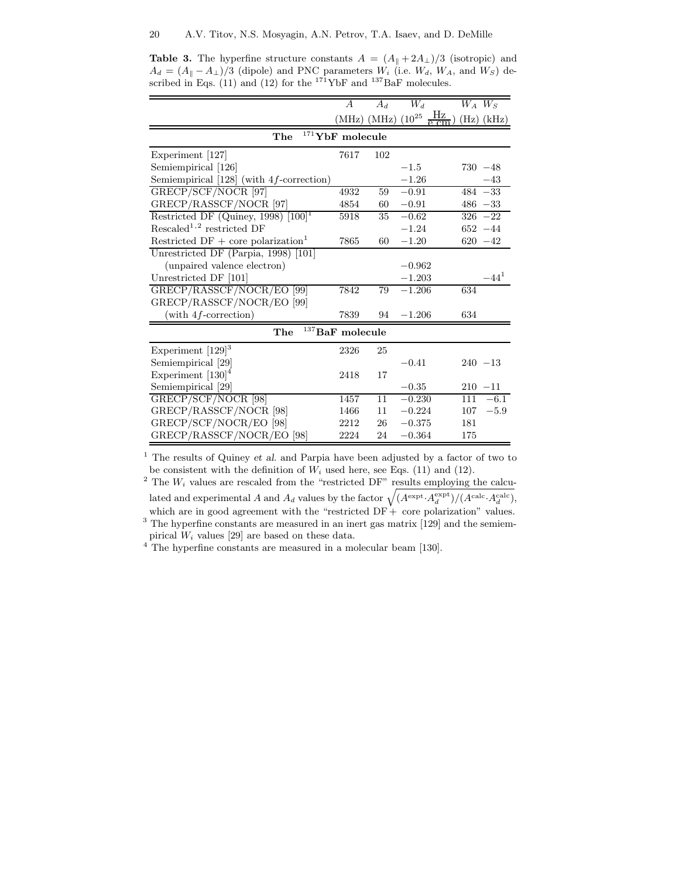**Table 3.** The hyperfine structure constants $A = (A_\parallel + 2A_\perp)/3$ (isotropic) and $A_d = (A_\parallel - A_\perp)/3$ (dipole) and PNC parameters $W_i$ (i.e. $W_d$, $W_A$, and $W_S$) described in Eqs. (11) and (12) for the $^{171}$YbF and $^{137}$BaF molecules.

| | $A$ (MHz) | $A_d$ (MHz) | $W_d$ ($10^{25}$ $\frac{\text{Hz}}{\text{e cm}}$) | $W_A$ (Hz) | $W_S$ (kHz) |
|---|---|---|---|---|---|
| **The $^{171}$YbF molecule** | | | | | |
| Experiment [127] | 7617 | 102 | | | |
| Semiempirical [126] | | | $-1.5$ | 730 | $-48$ |
| Semiempirical [128] (with $4f$-correction) | | | $-1.26$ | | $-43$ |
| GRECP/SCF/NOCR [97] | 4932 | 59 | $-0.91$ | 484 | $-33$ |
| GRECP/RASSCF/NOCR [97] | 4854 | 60 | $-0.91$ | 486 | $-33$ |
| Restricted DF (Quiney, 1998) [100][1] | 5918 | 35 | $-0.62$ | 326 | $-22$ |
| Rescaled[1,2] restricted DF | | | $-1.24$ | 652 | $-44$ |
| Restricted DF + core polarization[1] | 7865 | 60 | $-1.20$ | 620 | $-42$ |
| Unrestricted DF (Parpia, 1998) [101] (unpaired valence electron) | | | $-0.962$ | | |
| Unrestricted DF [101] | | | $-1.203$ | | $-44$[1] |
| GRECP/RASSCF/NOCR/EO [99] | 7842 | 79 | $-1.206$ | 634 | |
| GRECP/RASSCF/NOCR/EO [99] (with $4f$-correction) | 7839 | 94 | $-1.206$ | 634 | |
| **The $^{137}$BaF molecule** | | | | | |
| Experiment [129][3] | 2326 | 25 | | | |
| Semiempirical [29] | | | $-0.41$ | 240 | $-13$ |
| Experiment [130][4] | 2418 | 17 | | | |
| Semiempirical [29] | | | $-0.35$ | 210 | $-11$ |
| GRECP/SCF/NOCR [98] | 1457 | 11 | $-0.230$ | 111 | $-6.1$ |
| GRECP/RASSCF/NOCR [98] | 1466 | 11 | $-0.224$ | 107 | $-5.9$ |
| GRECP/SCF/NOCR/EO [98] | 2212 | 26 | $-0.375$ | 181 | |
| GRECP/RASSCF/NOCR/EO [98] | 2224 | 24 | $-0.364$ | 175 | |

[1] The results of Quiney *et al.* and Parpia have been adjusted by a factor of two to be consistent with the definition of $W_i$ used here, see Eqs. (11) and (12).

[2] The $W_i$ values are rescaled from the "restricted DF" results employing the calculated and experimental $A$ and $A_d$ values by the factor $\sqrt{(A^{\text{expt}} \cdot A_d^{\text{expt}})/(A^{\text{calc}} \cdot A_d^{\text{calc}})}$, which are in good agreement with the "restricted DF + core polarization" values.

[3] The hyperfine constants are measured in an inert gas matrix [129] and the semiempirical $W_i$ values [29] are based on these data.

[4] The hyperfine constants are measured in a molecular beam [130].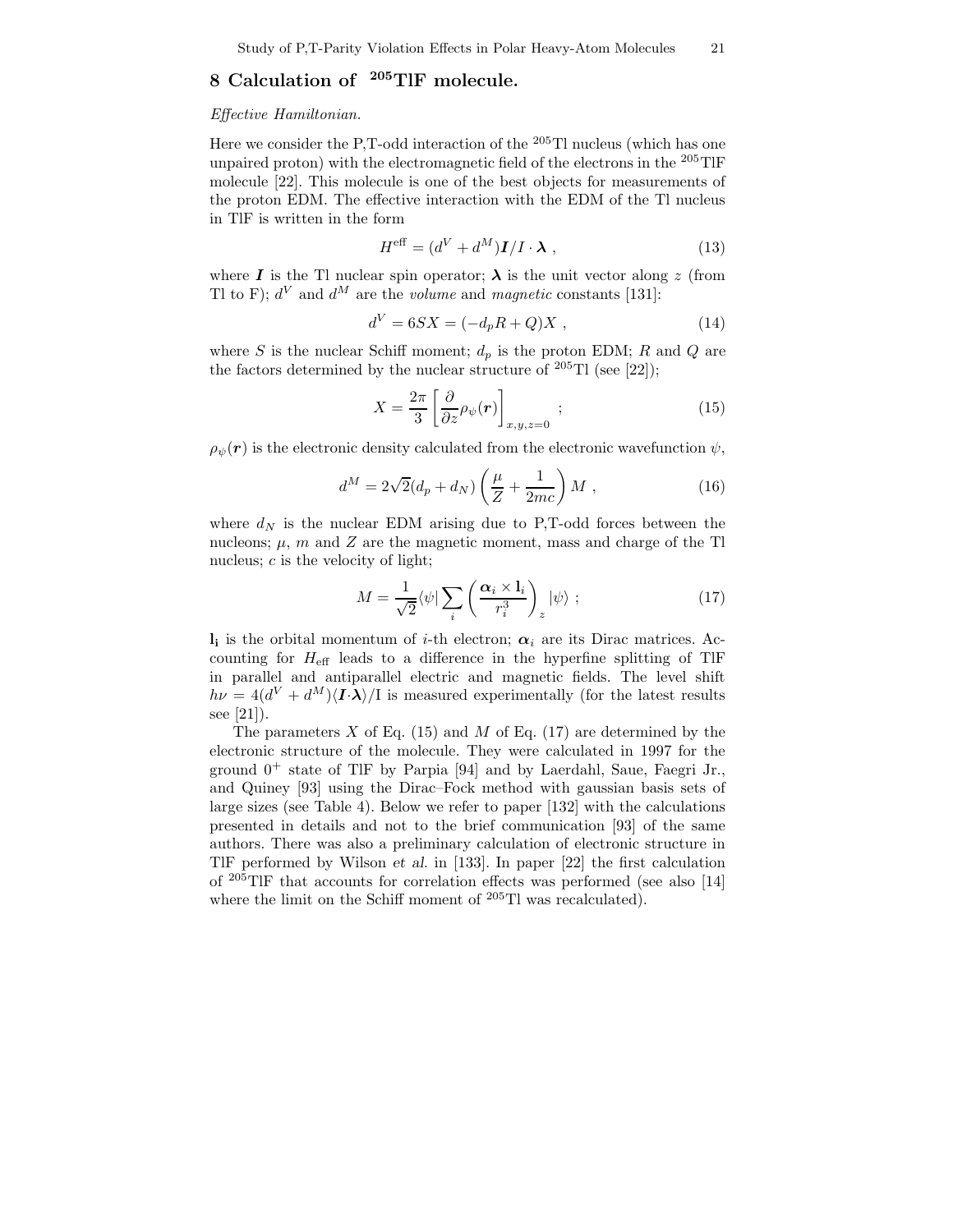## 8 Calculation of $^{205}$TlF molecule.

*Effective Hamiltonian.*

Here we consider the P,T-odd interaction of the $^{205}$Tl nucleus (which has one unpaired proton) with the electromagnetic field of the electrons in the $^{205}$TlF molecule [22]. This molecule is one of the best objects for measurements of the proton EDM. The effective interaction with the EDM of the Tl nucleus in TlF is written in the form

$$H^{\rm eff} = (d^V + d^M)\boldsymbol{I}/I \cdot \boldsymbol{\lambda} \ , \tag{13}$$

where $\boldsymbol{I}$ is the Tl nuclear spin operator; $\boldsymbol{\lambda}$ is the unit vector along $z$ (from Tl to F); $d^V$ and $d^M$ are the *volume* and *magnetic* constants [131]:

$$d^V = 6SX = (-d_p R + Q)X \ , \tag{14}$$

where $S$ is the nuclear Schiff moment; $d_p$ is the proton EDM; $R$ and $Q$ are the factors determined by the nuclear structure of $^{205}$Tl (see [22]);

$$X = \frac{2\pi}{3}\left[\frac{\partial}{\partial z}\rho_\psi(\boldsymbol{r})\right]_{x,y,z=0} \ ; \tag{15}$$

$\rho_\psi(\boldsymbol{r})$ is the electronic density calculated from the electronic wavefunction $\psi$,

$$d^M = 2\sqrt{2}(d_p + d_N)\left(\frac{\mu}{Z} + \frac{1}{2mc}\right)M \ , \tag{16}$$

where $d_N$ is the nuclear EDM arising due to P,T-odd forces between the nucleons; $\mu$, $m$ and $Z$ are the magnetic moment, mass and charge of the Tl nucleus; $c$ is the velocity of light;

$$M = \frac{1}{\sqrt{2}}\langle\psi|\sum_i\left(\frac{\boldsymbol{\alpha}_i \times \mathbf{l}_i}{r_i^3}\right)_z|\psi\rangle \ ; \tag{17}$$

$\mathbf{l_i}$ is the orbital momentum of $i$-th electron; $\boldsymbol{\alpha}_i$ are its Dirac matrices. Accounting for $H_{\rm eff}$ leads to a difference in the hyperfine splitting of TlF in parallel and antiparallel electric and magnetic fields. The level shift $h\nu = 4(d^V + d^M)\langle\boldsymbol{I}\cdot\boldsymbol{\lambda}\rangle/{\rm I}$ is measured experimentally (for the latest results see [21]).

The parameters $X$ of Eq. (15) and $M$ of Eq. (17) are determined by the electronic structure of the molecule. They were calculated in 1997 for the ground $0^+$ state of TlF by Parpia [94] and by Laerdahl, Saue, Faegri Jr., and Quiney [93] using the Dirac–Fock method with gaussian basis sets of large sizes (see Table 4). Below we refer to paper [132] with the calculations presented in details and not to the brief communication [93] of the same authors. There was also a preliminary calculation of electronic structure in TlF performed by Wilson *et al.* in [133]. In paper [22] the first calculation of $^{205}$TlF that accounts for correlation effects was performed (see also [14] where the limit on the Schiff moment of $^{205}$Tl was recalculated).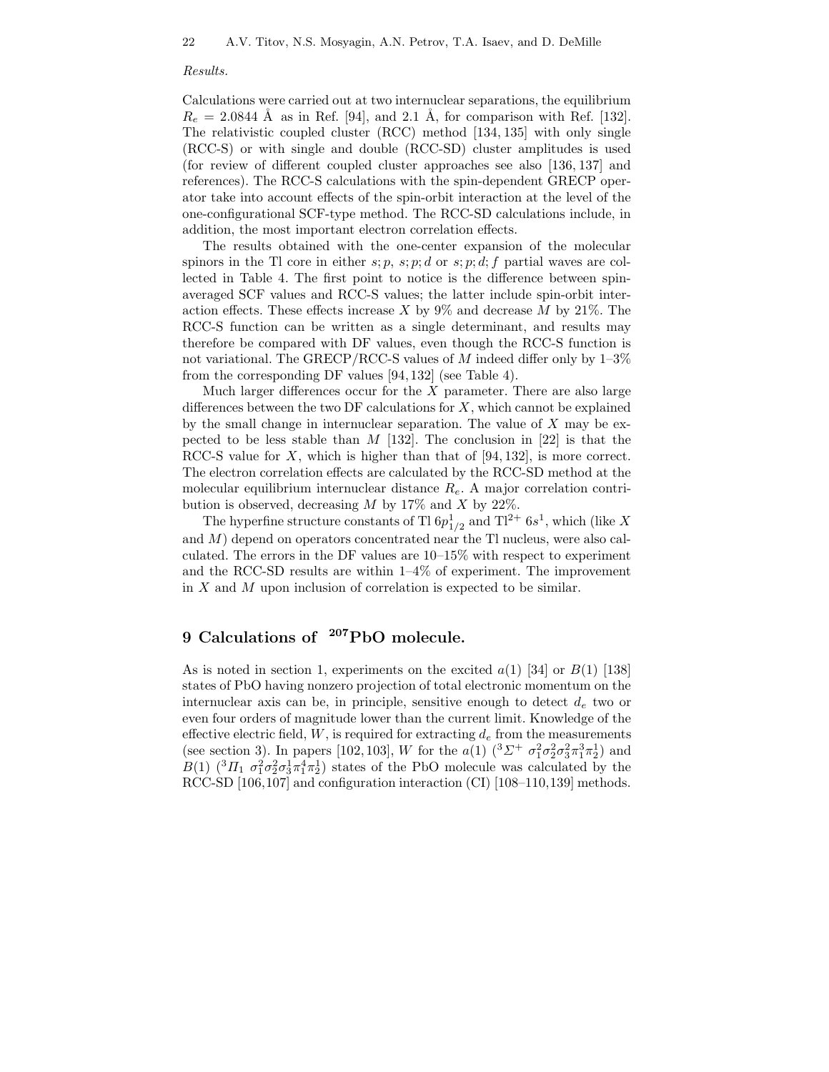*Results.*

Calculations were carried out at two internuclear separations, the equilibrium $R_e = 2.0844$ Å as in Ref. [94], and 2.1 Å, for comparison with Ref. [132]. The relativistic coupled cluster (RCC) method [134, 135] with only single (RCC-S) or with single and double (RCC-SD) cluster amplitudes is used (for review of different coupled cluster approaches see also [136, 137] and references). The RCC-S calculations with the spin-dependent GRECP operator take into account effects of the spin-orbit interaction at the level of the one-configurational SCF-type method. The RCC-SD calculations include, in addition, the most important electron correlation effects.

The results obtained with the one-center expansion of the molecular spinors in the Tl core in either $s; p$, $s; p; d$ or $s; p; d; f$ partial waves are collected in Table 4. The first point to notice is the difference between spin-averaged SCF values and RCC-S values; the latter include spin-orbit interaction effects. These effects increase $X$ by 9% and decrease $M$ by 21%. The RCC-S function can be written as a single determinant, and results may therefore be compared with DF values, even though the RCC-S function is not variational. The GRECP/RCC-S values of $M$ indeed differ only by 1–3% from the corresponding DF values [94, 132] (see Table 4).

Much larger differences occur for the $X$ parameter. There are also large differences between the two DF calculations for $X$, which cannot be explained by the small change in internuclear separation. The value of $X$ may be expected to be less stable than $M$ [132]. The conclusion in [22] is that the RCC-S value for $X$, which is higher than that of [94, 132], is more correct. The electron correlation effects are calculated by the RCC-SD method at the molecular equilibrium internuclear distance $R_e$. A major correlation contribution is observed, decreasing $M$ by 17% and $X$ by 22%.

The hyperfine structure constants of Tl $6p^1_{1/2}$ and $Tl^{2+}$ $6s^1$, which (like $X$ and $M$) depend on operators concentrated near the Tl nucleus, were also calculated. The errors in the DF values are 10–15% with respect to experiment and the RCC-SD results are within 1–4% of experiment. The improvement in $X$ and $M$ upon inclusion of correlation is expected to be similar.

# 9 Calculations of $^{207}$PbO molecule.

As is noted in section 1, experiments on the excited $a(1)$ [34] or $B(1)$ [138] states of PbO having nonzero projection of total electronic momentum on the internuclear axis can be, in principle, sensitive enough to detect $d_e$ two or even four orders of magnitude lower than the current limit. Knowledge of the effective electric field, $W$, is required for extracting $d_e$ from the measurements (see section 3). In papers [102, 103], $W$ for the $a(1)$ ($^3\Sigma^+$ $\sigma_1^2\sigma_2^2\sigma_3^2\pi_1^3\pi_2^1$) and $B(1)$ ($^3\Pi_1$ $\sigma_1^2\sigma_2^2\sigma_3^1\pi_1^4\pi_2^1$) states of the PbO molecule was calculated by the RCC-SD [106,107] and configuration interaction (CI) [108–110,139] methods.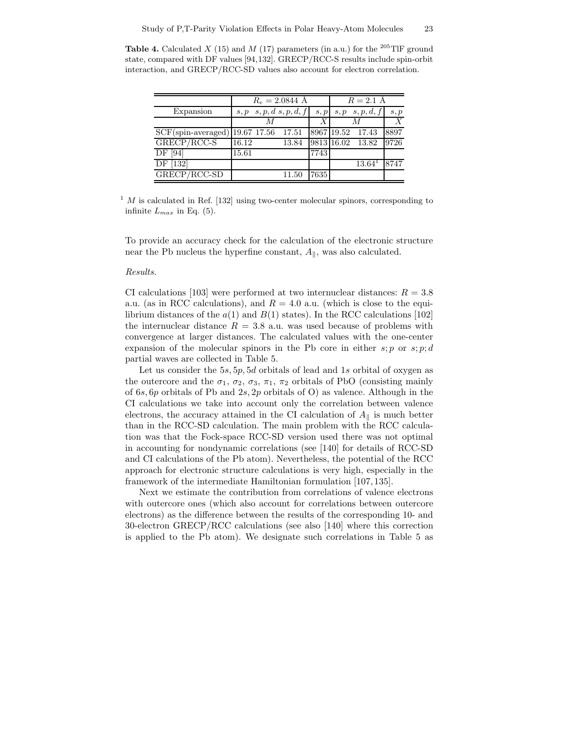**Table 4.** Calculated $X$ (15) and $M$ (17) parameters (in a.u.) for the $^{205}$TlF ground state, compared with DF values [94,132]. GRECP/RCC-S results include spin-orbit interaction, and GRECP/RCC-SD values also account for electron correlation.

| | $R_e = 2.0844$ Å | | | | $R = 2.1$ Å | | |
|---|---|---|---|---|---|---|---|
| Expansion | $s,p$ | $s,p,d$ | $s,p,d,f$ | $s,p$ | $s,p$ | $s,p,d,f$ | $s,p$ |
| | $M$ | | | $X$ | $M$ | | $X$ |
| SCF(spin-averaged) | 19.67 | 17.56 | 17.51 | 8967 | 19.52 | 17.43 | 8897 |
| GRECP/RCC-S | 16.12 | | 13.84 | 9813 | 16.02 | 13.82 | 9726 |
| DF [94] | 15.61 | | | 7743 | | | |
| DF [132] | | | | | | 13.64[1] | 8747 |
| GRECP/RCC-SD | | | 11.50 | 7635 | | | |

[1] $M$ is calculated in Ref. [132] using two-center molecular spinors, corresponding to infinite $L_{max}$ in Eq. (5).

To provide an accuracy check for the calculation of the electronic structure near the Pb nucleus the hyperfine constant, $A_{\|}$, was also calculated.

*Results.*

CI calculations [103] were performed at two internuclear distances: $R = 3.8$ a.u. (as in RCC calculations), and $R = 4.0$ a.u. (which is close to the equilibrium distances of the $a(1)$ and $B(1)$ states). In the RCC calculations [102] the internuclear distance $R = 3.8$ a.u. was used because of problems with convergence at larger distances. The calculated values with the one-center expansion of the molecular spinors in the Pb core in either $s;p$ or $s;p;d$ partial waves are collected in Table 5.

Let us consider the $5s, 5p, 5d$ orbitals of lead and $1s$ orbital of oxygen as the outercore and the $\sigma_1$, $\sigma_2$, $\sigma_3$, $\pi_1$, $\pi_2$ orbitals of PbO (consisting mainly of $6s, 6p$ orbitals of Pb and $2s, 2p$ orbitals of O) as valence. Although in the CI calculations we take into account only the correlation between valence electrons, the accuracy attained in the CI calculation of $A_{\|}$ is much better than in the RCC-SD calculation. The main problem with the RCC calculation was that the Fock-space RCC-SD version used there was not optimal in accounting for nondynamic correlations (see [140] for details of RCC-SD and CI calculations of the Pb atom). Nevertheless, the potential of the RCC approach for electronic structure calculations is very high, especially in the framework of the intermediate Hamiltonian formulation [107,135].

Next we estimate the contribution from correlations of valence electrons with outercore ones (which also account for correlations between outercore electrons) as the difference between the results of the corresponding 10- and 30-electron GRECP/RCC calculations (see also [140] where this correction is applied to the Pb atom). We designate such correlations in Table 5 as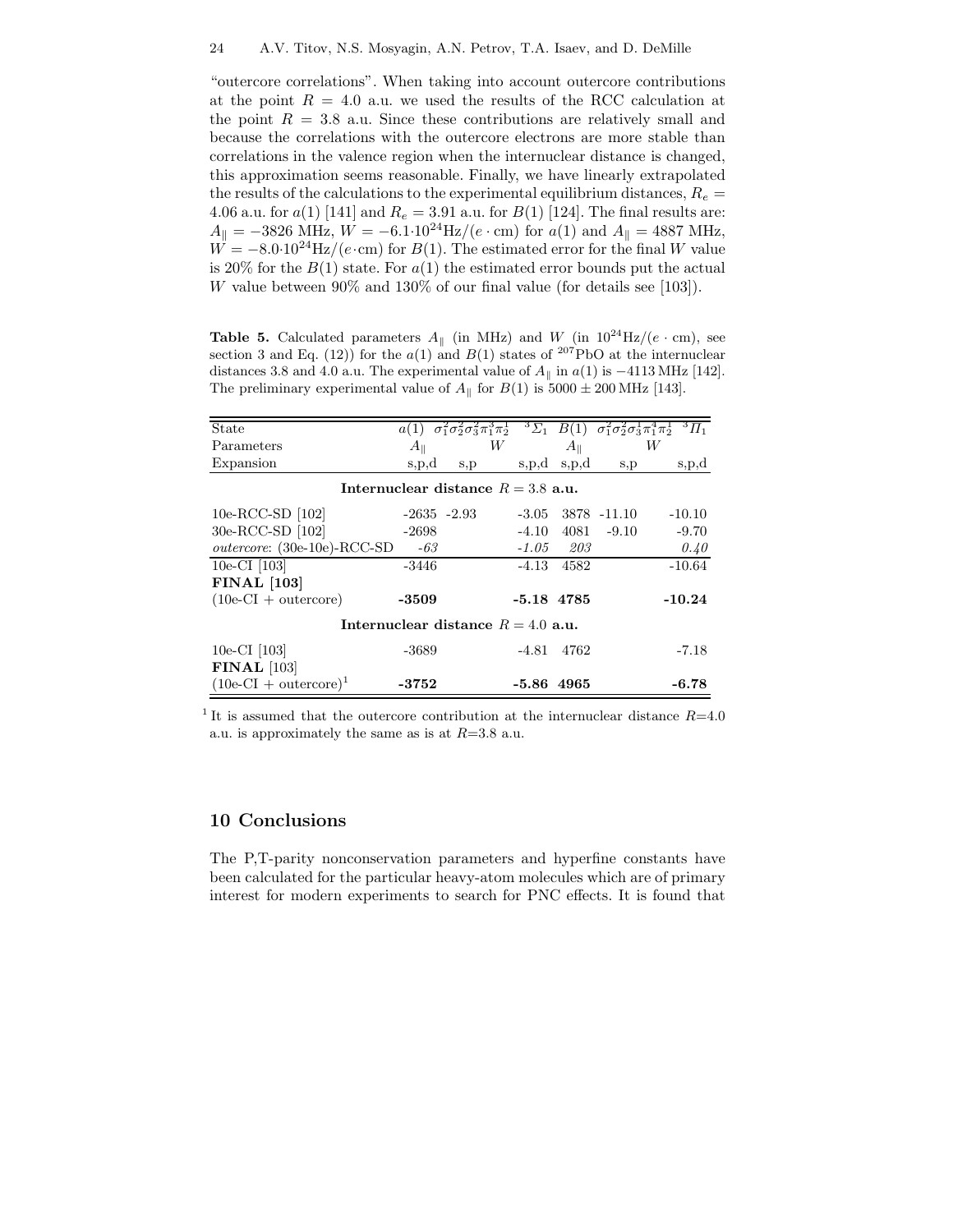"outercore correlations". When taking into account outercore contributions at the point $R = 4.0$ a.u. we used the results of the RCC calculation at the point $R = 3.8$ a.u. Since these contributions are relatively small and because the correlations with the outercore electrons are more stable than correlations in the valence region when the internuclear distance is changed, this approximation seems reasonable. Finally, we have linearly extrapolated the results of the calculations to the experimental equilibrium distances, $R_e = 4.06$ a.u. for $a(1)$ [141] and $R_e = 3.91$ a.u. for $B(1)$ [124]. The final results are: $A_{\parallel} = -3826$ MHz, $W = -6.1{\cdot}10^{24}\text{Hz}/(e \cdot \text{cm})$ for $a(1)$ and $A_{\parallel} = 4887$ MHz, $W = -8.0{\cdot}10^{24}\text{Hz}/(e{\cdot}\text{cm})$ for $B(1)$. The estimated error for the final $W$ value is 20% for the $B(1)$ state. For $a(1)$ the estimated error bounds put the actual $W$ value between 90% and 130% of our final value (for details see [103]).

**Table 5.** Calculated parameters $A_{\parallel}$ (in MHz) and $W$ (in $10^{24}\text{Hz}/(e \cdot \text{cm})$, see section 3 and Eq. (12)) for the $a(1)$ and $B(1)$ states of $^{207}$PbO at the internuclear distances 3.8 and 4.0 a.u. The experimental value of $A_{\parallel}$ in $a(1)$ is $-4113$ MHz [142]. The preliminary experimental value of $A_{\parallel}$ for $B(1)$ is $5000 \pm 200$ MHz [143].

| State | $a(1)$ $\sigma_1^2\sigma_2^2\sigma_3^2\pi_1^3\pi_2^1$ $^3\Sigma_1$ | | | $B(1)$ $\sigma_1^2\sigma_2^2\sigma_3^1\pi_1^4\pi_2^1$ $^3\Pi_1$ | | |
|---|---|---|---|---|---|---|
| Parameters | $A_{\parallel}$ | $W$ | | $A_{\parallel}$ | $W$ | |
| Expansion | s,p,d | s,p | s,p,d | s,p,d | s,p | s,p,d |
| **Internuclear distance $R = 3.8$ a.u.** | | | | | | |
| 10e-RCC-SD [102] | -2635 | -2.93 | -3.05 | 3878 | -11.10 | -10.10 |
| 30e-RCC-SD [102] | -2698 | | -4.10 | 4081 | -9.10 | -9.70 |
| *outercore*: (30e-10e)-RCC-SD | *-63* | | *-1.05* | *203* | | *0.40* |
| 10e-CI [103] | -3446 | | -4.13 | 4582 | | -10.64 |
| **FINAL [103]** (10e-CI + outercore) | **-3509** | | **-5.18** | **4785** | | **-10.24** |
| **Internuclear distance $R = 4.0$ a.u.** | | | | | | |
| 10e-CI [103] | -3689 | | -4.81 | 4762 | | -7.18 |
| **FINAL** [103] (10e-CI + outercore)[1] | **-3752** | | **-5.86** | **4965** | | **-6.78** |

[1] It is assumed that the outercore contribution at the internuclear distance $R$=4.0 a.u. is approximately the same as is at $R$=3.8 a.u.

## 10 Conclusions

The P,T-parity nonconservation parameters and hyperfine constants have been calculated for the particular heavy-atom molecules which are of primary interest for modern experiments to search for PNC effects. It is found that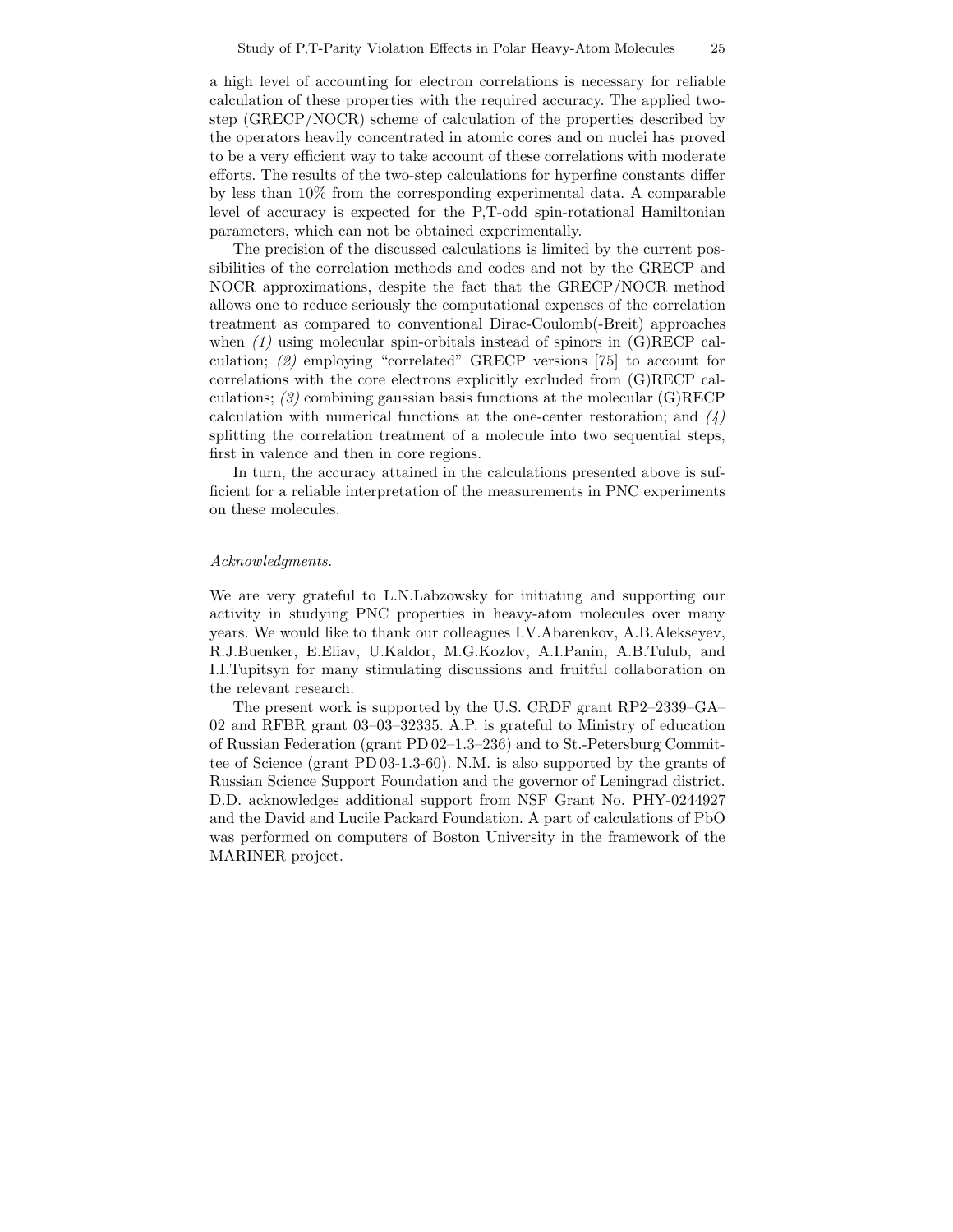a high level of accounting for electron correlations is necessary for reliable calculation of these properties with the required accuracy. The applied two-step (GRECP/NOCR) scheme of calculation of the properties described by the operators heavily concentrated in atomic cores and on nuclei has proved to be a very efficient way to take account of these correlations with moderate efforts. The results of the two-step calculations for hyperfine constants differ by less than 10% from the corresponding experimental data. A comparable level of accuracy is expected for the P,T-odd spin-rotational Hamiltonian parameters, which can not be obtained experimentally.

The precision of the discussed calculations is limited by the current possibilities of the correlation methods and codes and not by the GRECP and NOCR approximations, despite the fact that the GRECP/NOCR method allows one to reduce seriously the computational expenses of the correlation treatment as compared to conventional Dirac-Coulomb(-Breit) approaches when *(1)* using molecular spin-orbitals instead of spinors in (G)RECP calculation; *(2)* employing "correlated" GRECP versions [75] to account for correlations with the core electrons explicitly excluded from (G)RECP calculations; *(3)* combining gaussian basis functions at the molecular (G)RECP calculation with numerical functions at the one-center restoration; and *(4)* splitting the correlation treatment of a molecule into two sequential steps, first in valence and then in core regions.

In turn, the accuracy attained in the calculations presented above is sufficient for a reliable interpretation of the measurements in PNC experiments on these molecules.

*Acknowledgments.*

We are very grateful to L.N.Labzowsky for initiating and supporting our activity in studying PNC properties in heavy-atom molecules over many years. We would like to thank our colleagues I.V.Abarenkov, A.B.Alekseyev, R.J.Buenker, E.Eliav, U.Kaldor, M.G.Kozlov, A.I.Panin, A.B.Tulub, and I.I.Tupitsyn for many stimulating discussions and fruitful collaboration on the relevant research.

The present work is supported by the U.S. CRDF grant RP2–2339–GA–02 and RFBR grant 03–03–32335. A.P. is grateful to Ministry of education of Russian Federation (grant PD 02–1.3–236) and to St.-Petersburg Committee of Science (grant PD 03-1.3-60). N.M. is also supported by the grants of Russian Science Support Foundation and the governor of Leningrad district. D.D. acknowledges additional support from NSF Grant No. PHY-0244927 and the David and Lucile Packard Foundation. A part of calculations of PbO was performed on computers of Boston University in the framework of the MARINER project.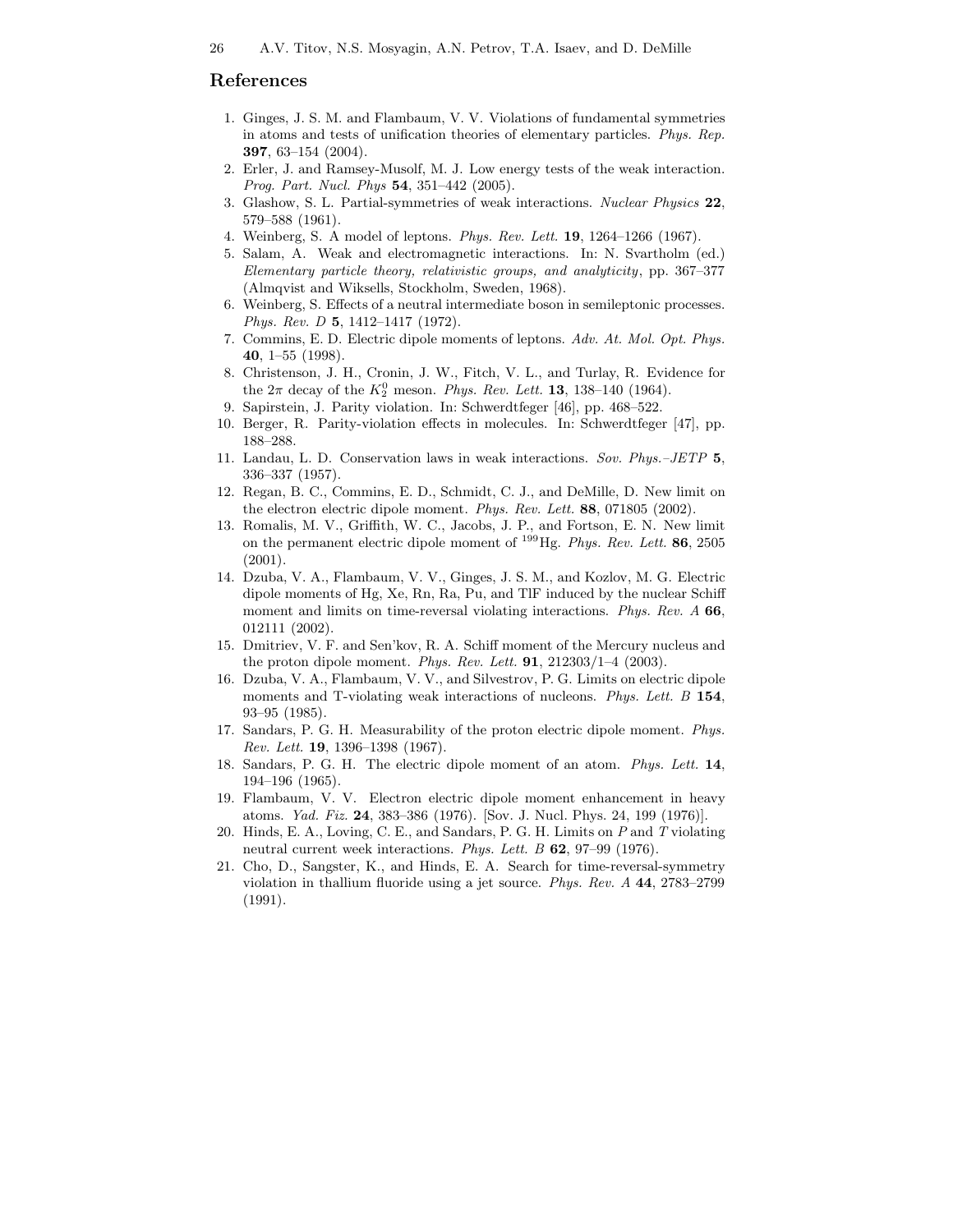## References

1. Ginges, J. S. M. and Flambaum, V. V. Violations of fundamental symmetries in atoms and tests of unification theories of elementary particles. *Phys. Rep.* **397**, 63–154 (2004).
2. Erler, J. and Ramsey-Musolf, M. J. Low energy tests of the weak interaction. *Prog. Part. Nucl. Phys* **54**, 351–442 (2005).
3. Glashow, S. L. Partial-symmetries of weak interactions. *Nuclear Physics* **22**, 579–588 (1961).
4. Weinberg, S. A model of leptons. *Phys. Rev. Lett.* **19**, 1264–1266 (1967).
5. Salam, A. Weak and electromagnetic interactions. In: N. Svartholm (ed.) *Elementary particle theory, relativistic groups, and analyticity*, pp. 367–377 (Almqvist and Wiksells, Stockholm, Sweden, 1968).
6. Weinberg, S. Effects of a neutral intermediate boson in semileptonic processes. *Phys. Rev. D* **5**, 1412–1417 (1972).
7. Commins, E. D. Electric dipole moments of leptons. *Adv. At. Mol. Opt. Phys.* **40**, 1–55 (1998).
8. Christenson, J. H., Cronin, J. W., Fitch, V. L., and Turlay, R. Evidence for the $2\pi$ decay of the $K_2^0$ meson. *Phys. Rev. Lett.* **13**, 138–140 (1964).
9. Sapirstein, J. Parity violation. In: Schwerdtfeger [46], pp. 468–522.
10. Berger, R. Parity-violation effects in molecules. In: Schwerdtfeger [47], pp. 188–288.
11. Landau, L. D. Conservation laws in weak interactions. *Sov. Phys.–JETP* **5**, 336–337 (1957).
12. Regan, B. C., Commins, E. D., Schmidt, C. J., and DeMille, D. New limit on the electron electric dipole moment. *Phys. Rev. Lett.* **88**, 071805 (2002).
13. Romalis, M. V., Griffith, W. C., Jacobs, J. P., and Fortson, E. N. New limit on the permanent electric dipole moment of $^{199}$Hg. *Phys. Rev. Lett.* **86**, 2505 (2001).
14. Dzuba, V. A., Flambaum, V. V., Ginges, J. S. M., and Kozlov, M. G. Electric dipole moments of Hg, Xe, Rn, Ra, Pu, and TlF induced by the nuclear Schiff moment and limits on time-reversal violating interactions. *Phys. Rev. A* **66**, 012111 (2002).
15. Dmitriev, V. F. and Sen'kov, R. A. Schiff moment of the Mercury nucleus and the proton dipole moment. *Phys. Rev. Lett.* **91**, 212303/1–4 (2003).
16. Dzuba, V. A., Flambaum, V. V., and Silvestrov, P. G. Limits on electric dipole moments and T-violating weak interactions of nucleons. *Phys. Lett. B* **154**, 93–95 (1985).
17. Sandars, P. G. H. Measurability of the proton electric dipole moment. *Phys. Rev. Lett.* **19**, 1396–1398 (1967).
18. Sandars, P. G. H. The electric dipole moment of an atom. *Phys. Lett.* **14**, 194–196 (1965).
19. Flambaum, V. V. Electron electric dipole moment enhancement in heavy atoms. *Yad. Fiz.* **24**, 383–386 (1976). [Sov. J. Nucl. Phys. 24, 199 (1976)].
20. Hinds, E. A., Loving, C. E., and Sandars, P. G. H. Limits on $P$ and $T$ violating neutral current week interactions. *Phys. Lett. B* **62**, 97–99 (1976).
21. Cho, D., Sangster, K., and Hinds, E. A. Search for time-reversal-symmetry violation in thallium fluoride using a jet source. *Phys. Rev. A* **44**, 2783–2799 (1991).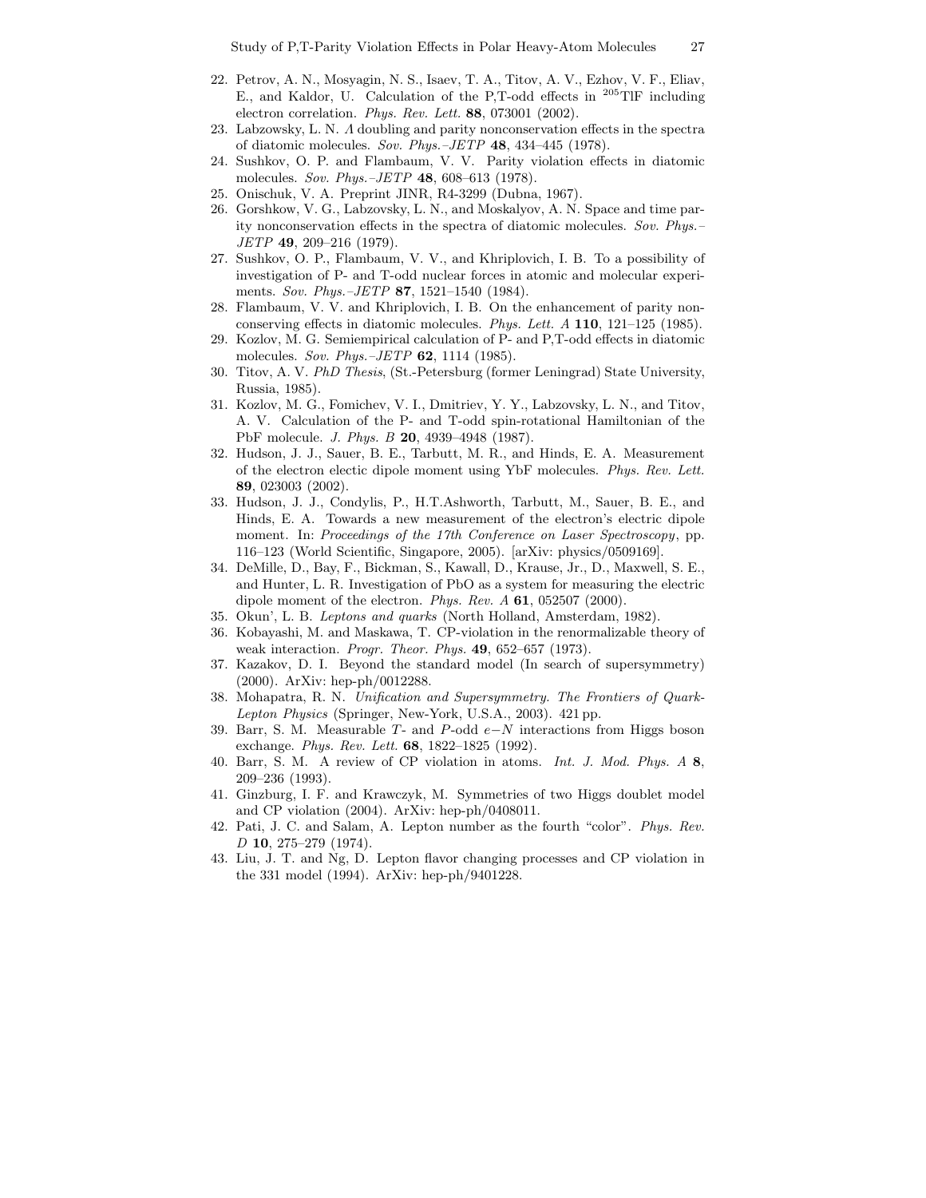22. Petrov, A. N., Mosyagin, N. S., Isaev, T. A., Titov, A. V., Ezhov, V. F., Eliav, E., and Kaldor, U. Calculation of the P,T-odd effects in $^{205}$TlF including electron correlation. *Phys. Rev. Lett.* **88**, 073001 (2002).
23. Labzowsky, L. N. $\Lambda$ doubling and parity nonconservation effects in the spectra of diatomic molecules. *Sov. Phys.–JETP* **48**, 434–445 (1978).
24. Sushkov, O. P. and Flambaum, V. V. Parity violation effects in diatomic molecules. *Sov. Phys.–JETP* **48**, 608–613 (1978).
25. Onischuk, V. A. Preprint JINR, R4-3299 (Dubna, 1967).
26. Gorshkow, V. G., Labzovsky, L. N., and Moskalyov, A. N. Space and time parity nonconservation effects in the spectra of diatomic molecules. *Sov. Phys.–JETP* **49**, 209–216 (1979).
27. Sushkov, O. P., Flambaum, V. V., and Khriplovich, I. B. To a possibility of investigation of P- and T-odd nuclear forces in atomic and molecular experiments. *Sov. Phys.–JETP* **87**, 1521–1540 (1984).
28. Flambaum, V. V. and Khriplovich, I. B. On the enhancement of parity nonconserving effects in diatomic molecules. *Phys. Lett. A* **110**, 121–125 (1985).
29. Kozlov, M. G. Semiempirical calculation of P- and P,T-odd effects in diatomic molecules. *Sov. Phys.–JETP* **62**, 1114 (1985).
30. Titov, A. V. *PhD Thesis*, (St.-Petersburg (former Leningrad) State University, Russia, 1985).
31. Kozlov, M. G., Fomichev, V. I., Dmitriev, Y. Y., Labzovsky, L. N., and Titov, A. V. Calculation of the P- and T-odd spin-rotational Hamiltonian of the PbF molecule. *J. Phys. B* **20**, 4939–4948 (1987).
32. Hudson, J. J., Sauer, B. E., Tarbutt, M. R., and Hinds, E. A. Measurement of the electron electic dipole moment using YbF molecules. *Phys. Rev. Lett.* **89**, 023003 (2002).
33. Hudson, J. J., Condylis, P., H.T.Ashworth, Tarbutt, M., Sauer, B. E., and Hinds, E. A. Towards a new measurement of the electron's electric dipole moment. In: *Proceedings of the 17th Conference on Laser Spectroscopy*, pp. 116–123 (World Scientific, Singapore, 2005). [arXiv: physics/0509169].
34. DeMille, D., Bay, F., Bickman, S., Kawall, D., Krause, Jr., D., Maxwell, S. E., and Hunter, L. R. Investigation of PbO as a system for measuring the electric dipole moment of the electron. *Phys. Rev. A* **61**, 052507 (2000).
35. Okun', L. B. *Leptons and quarks* (North Holland, Amsterdam, 1982).
36. Kobayashi, M. and Maskawa, T. CP-violation in the renormalizable theory of weak interaction. *Progr. Theor. Phys.* **49**, 652–657 (1973).
37. Kazakov, D. I. Beyond the standard model (In search of supersymmetry) (2000). ArXiv: hep-ph/0012288.
38. Mohapatra, R. N. *Unification and Supersymmetry. The Frontiers of Quark-Lepton Physics* (Springer, New-York, U.S.A., 2003). 421 pp.
39. Barr, S. M. Measurable $T$- and $P$-odd $e{-}N$ interactions from Higgs boson exchange. *Phys. Rev. Lett.* **68**, 1822–1825 (1992).
40. Barr, S. M. A review of CP violation in atoms. *Int. J. Mod. Phys. A* **8**, 209–236 (1993).
41. Ginzburg, I. F. and Krawczyk, M. Symmetries of two Higgs doublet model and CP violation (2004). ArXiv: hep-ph/0408011.
42. Pati, J. C. and Salam, A. Lepton number as the fourth "color". *Phys. Rev. D* **10**, 275–279 (1974).
43. Liu, J. T. and Ng, D. Lepton flavor changing processes and CP violation in the 331 model (1994). ArXiv: hep-ph/9401228.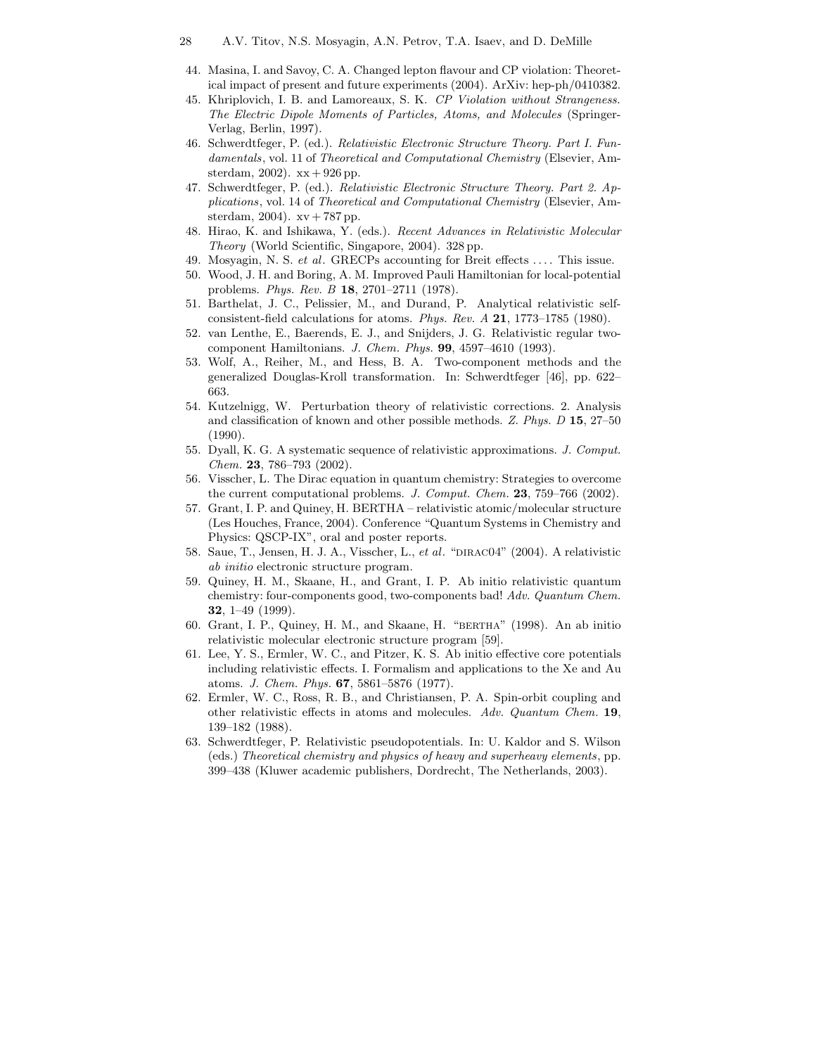44. Masina, I. and Savoy, C. A. Changed lepton flavour and CP violation: Theoretical impact of present and future experiments (2004). ArXiv: hep-ph/0410382.
45. Khriplovich, I. B. and Lamoreaux, S. K. *CP Violation without Strangeness. The Electric Dipole Moments of Particles, Atoms, and Molecules* (Springer-Verlag, Berlin, 1997).
46. Schwerdtfeger, P. (ed.). *Relativistic Electronic Structure Theory. Part I. Fundamentals*, vol. 11 of *Theoretical and Computational Chemistry* (Elsevier, Amsterdam, 2002). xx + 926 pp.
47. Schwerdtfeger, P. (ed.). *Relativistic Electronic Structure Theory. Part 2. Applications*, vol. 14 of *Theoretical and Computational Chemistry* (Elsevier, Amsterdam, 2004). xv + 787 pp.
48. Hirao, K. and Ishikawa, Y. (eds.). *Recent Advances in Relativistic Molecular Theory* (World Scientific, Singapore, 2004). 328 pp.
49. Mosyagin, N. S. *et al*. GRECPs accounting for Breit effects .... This issue.
50. Wood, J. H. and Boring, A. M. Improved Pauli Hamiltonian for local-potential problems. *Phys. Rev. B* **18**, 2701–2711 (1978).
51. Barthelat, J. C., Pelissier, M., and Durand, P. Analytical relativistic self-consistent-field calculations for atoms. *Phys. Rev. A* **21**, 1773–1785 (1980).
52. van Lenthe, E., Baerends, E. J., and Snijders, J. G. Relativistic regular two-component Hamiltonians. *J. Chem. Phys.* **99**, 4597–4610 (1993).
53. Wolf, A., Reiher, M., and Hess, B. A. Two-component methods and the generalized Douglas-Kroll transformation. In: Schwerdtfeger [46], pp. 622–663.
54. Kutzelnigg, W. Perturbation theory of relativistic corrections. 2. Analysis and classification of known and other possible methods. *Z. Phys. D* **15**, 27–50 (1990).
55. Dyall, K. G. A systematic sequence of relativistic approximations. *J. Comput. Chem.* **23**, 786–793 (2002).
56. Visscher, L. The Dirac equation in quantum chemistry: Strategies to overcome the current computational problems. *J. Comput. Chem.* **23**, 759–766 (2002).
57. Grant, I. P. and Quiney, H. BERTHA – relativistic atomic/molecular structure (Les Houches, France, 2004). Conference "Quantum Systems in Chemistry and Physics: QSCP-IX", oral and poster reports.
58. Saue, T., Jensen, H. J. A., Visscher, L., *et al*. "DIRAC04" (2004). A relativistic *ab initio* electronic structure program.
59. Quiney, H. M., Skaane, H., and Grant, I. P. Ab initio relativistic quantum chemistry: four-components good, two-components bad! *Adv. Quantum Chem.* **32**, 1–49 (1999).
60. Grant, I. P., Quiney, H. M., and Skaane, H. "BERTHA" (1998). An ab initio relativistic molecular electronic structure program [59].
61. Lee, Y. S., Ermler, W. C., and Pitzer, K. S. Ab initio effective core potentials including relativistic effects. I. Formalism and applications to the Xe and Au atoms. *J. Chem. Phys.* **67**, 5861–5876 (1977).
62. Ermler, W. C., Ross, R. B., and Christiansen, P. A. Spin-orbit coupling and other relativistic effects in atoms and molecules. *Adv. Quantum Chem.* **19**, 139–182 (1988).
63. Schwerdtfeger, P. Relativistic pseudopotentials. In: U. Kaldor and S. Wilson (eds.) *Theoretical chemistry and physics of heavy and superheavy elements*, pp. 399–438 (Kluwer academic publishers, Dordrecht, The Netherlands, 2003).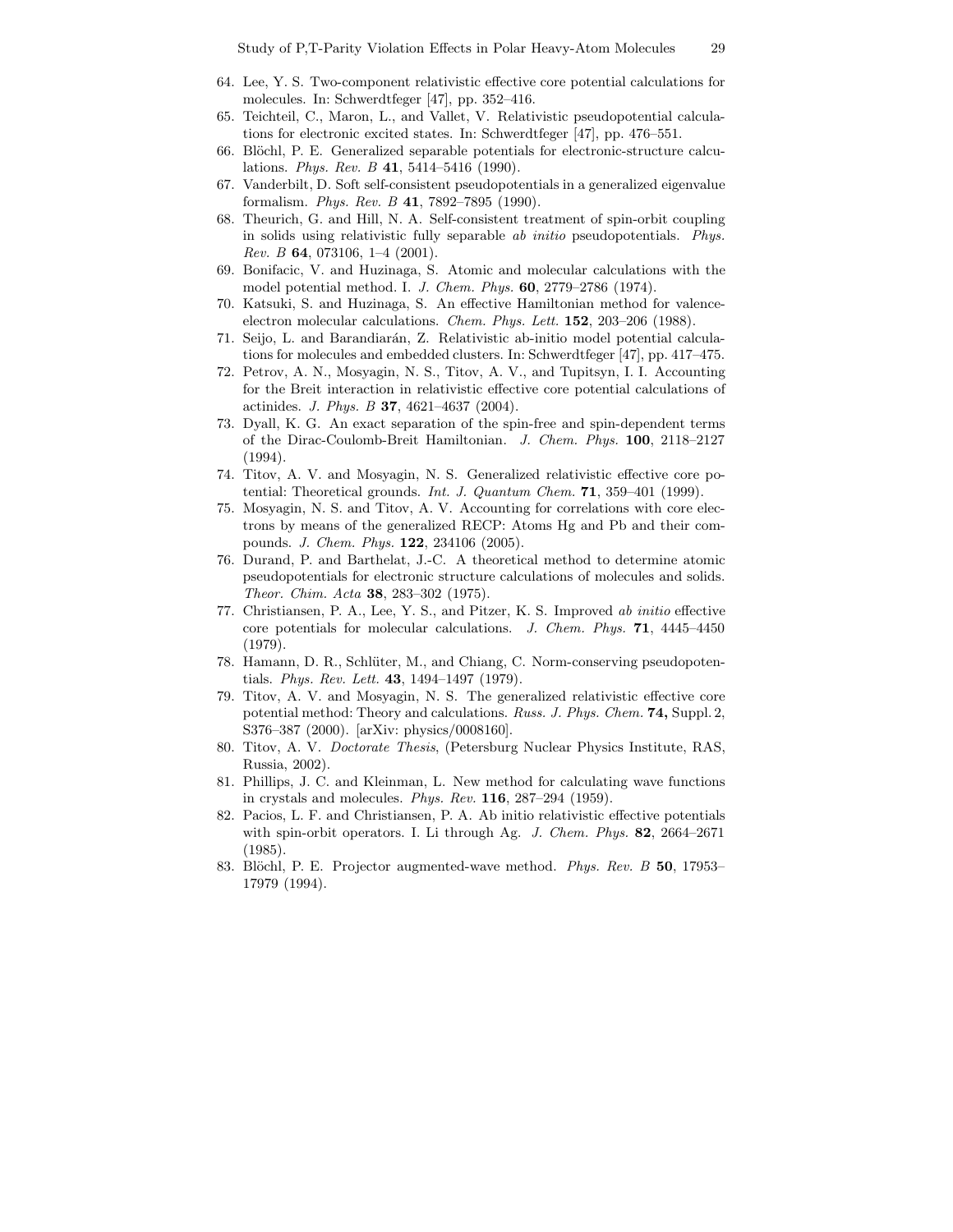64. Lee, Y. S. Two-component relativistic effective core potential calculations for molecules. In: Schwerdtfeger [47], pp. 352–416.
65. Teichteil, C., Maron, L., and Vallet, V. Relativistic pseudopotential calculations for electronic excited states. In: Schwerdtfeger [47], pp. 476–551.
66. Blöchl, P. E. Generalized separable potentials for electronic-structure calculations. *Phys. Rev. B* **41**, 5414–5416 (1990).
67. Vanderbilt, D. Soft self-consistent pseudopotentials in a generalized eigenvalue formalism. *Phys. Rev. B* **41**, 7892–7895 (1990).
68. Theurich, G. and Hill, N. A. Self-consistent treatment of spin-orbit coupling in solids using relativistic fully separable *ab initio* pseudopotentials. *Phys. Rev. B* **64**, 073106, 1–4 (2001).
69. Bonifacic, V. and Huzinaga, S. Atomic and molecular calculations with the model potential method. I. *J. Chem. Phys.* **60**, 2779–2786 (1974).
70. Katsuki, S. and Huzinaga, S. An effective Hamiltonian method for valence-electron molecular calculations. *Chem. Phys. Lett.* **152**, 203–206 (1988).
71. Seijo, L. and Barandiarán, Z. Relativistic ab-initio model potential calculations for molecules and embedded clusters. In: Schwerdtfeger [47], pp. 417–475.
72. Petrov, A. N., Mosyagin, N. S., Titov, A. V., and Tupitsyn, I. I. Accounting for the Breit interaction in relativistic effective core potential calculations of actinides. *J. Phys. B* **37**, 4621–4637 (2004).
73. Dyall, K. G. An exact separation of the spin-free and spin-dependent terms of the Dirac-Coulomb-Breit Hamiltonian. *J. Chem. Phys.* **100**, 2118–2127 (1994).
74. Titov, A. V. and Mosyagin, N. S. Generalized relativistic effective core potential: Theoretical grounds. *Int. J. Quantum Chem.* **71**, 359–401 (1999).
75. Mosyagin, N. S. and Titov, A. V. Accounting for correlations with core electrons by means of the generalized RECP: Atoms Hg and Pb and their compounds. *J. Chem. Phys.* **122**, 234106 (2005).
76. Durand, P. and Barthelat, J.-C. A theoretical method to determine atomic pseudopotentials for electronic structure calculations of molecules and solids. *Theor. Chim. Acta* **38**, 283–302 (1975).
77. Christiansen, P. A., Lee, Y. S., and Pitzer, K. S. Improved *ab initio* effective core potentials for molecular calculations. *J. Chem. Phys.* **71**, 4445–4450 (1979).
78. Hamann, D. R., Schlüter, M., and Chiang, C. Norm-conserving pseudopotentials. *Phys. Rev. Lett.* **43**, 1494–1497 (1979).
79. Titov, A. V. and Mosyagin, N. S. The generalized relativistic effective core potential method: Theory and calculations. *Russ. J. Phys. Chem.* **74,** Suppl. 2, S376–387 (2000). [arXiv: physics/0008160].
80. Titov, A. V. *Doctorate Thesis*, (Petersburg Nuclear Physics Institute, RAS, Russia, 2002).
81. Phillips, J. C. and Kleinman, L. New method for calculating wave functions in crystals and molecules. *Phys. Rev.* **116**, 287–294 (1959).
82. Pacios, L. F. and Christiansen, P. A. Ab initio relativistic effective potentials with spin-orbit operators. I. Li through Ag. *J. Chem. Phys.* **82**, 2664–2671 (1985).
83. Blöchl, P. E. Projector augmented-wave method. *Phys. Rev. B* **50**, 17953–17979 (1994).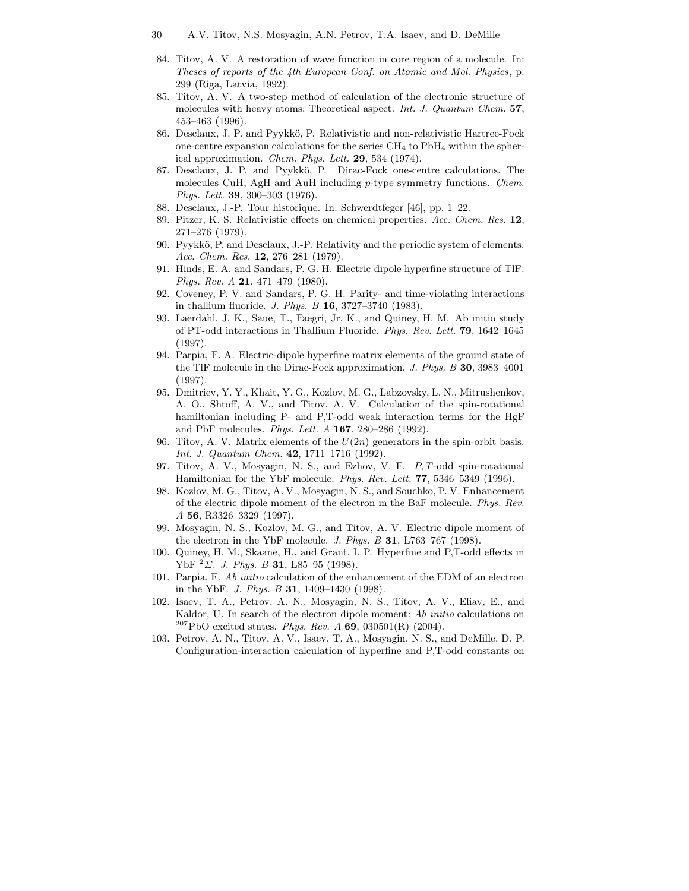84. Titov, A. V. A restoration of wave function in core region of a molecule. In: *Theses of reports of the 4th European Conf. on Atomic and Mol. Physics*, p. 299 (Riga, Latvia, 1992).
85. Titov, A. V. A two-step method of calculation of the electronic structure of molecules with heavy atoms: Theoretical aspect. *Int. J. Quantum Chem.* **57**, 453–463 (1996).
86. Desclaux, J. P. and Pyykkö, P. Relativistic and non-relativistic Hartree-Fock one-centre expansion calculations for the series $CH_4$ to $PbH_4$ within the spherical approximation. *Chem. Phys. Lett.* **29**, 534 (1974).
87. Desclaux, J. P. and Pyykkö, P. Dirac-Fock one-centre calculations. The molecules CuH, AgH and AuH including *p*-type symmetry functions. *Chem. Phys. Lett.* **39**, 300–303 (1976).
88. Desclaux, J.-P. Tour historique. In: Schwerdtfeger [46], pp. 1–22.
89. Pitzer, K. S. Relativistic effects on chemical properties. *Acc. Chem. Res.* **12**, 271–276 (1979).
90. Pyykkö, P. and Desclaux, J.-P. Relativity and the periodic system of elements. *Acc. Chem. Res.* **12**, 276–281 (1979).
91. Hinds, E. A. and Sandars, P. G. H. Electric dipole hyperfine structure of TlF. *Phys. Rev. A* **21**, 471–479 (1980).
92. Coveney, P. V. and Sandars, P. G. H. Parity- and time-violating interactions in thallium fluoride. *J. Phys. B* **16**, 3727–3740 (1983).
93. Laerdahl, J. K., Saue, T., Faegri, Jr, K., and Quiney, H. M. Ab initio study of PT-odd interactions in Thallium Fluoride. *Phys. Rev. Lett.* **79**, 1642–1645 (1997).
94. Parpia, F. A. Electric-dipole hyperfine matrix elements of the ground state of the TlF molecule in the Dirac-Fock approximation. *J. Phys. B* **30**, 3983–4001 (1997).
95. Dmitriev, Y. Y., Khait, Y. G., Kozlov, M. G., Labzovsky, L. N., Mitrushenkov, A. O., Shtoff, A. V., and Titov, A. V. Calculation of the spin-rotational hamiltonian including P- and P,T-odd weak interaction terms for the HgF and PbF molecules. *Phys. Lett. A* **167**, 280–286 (1992).
96. Titov, A. V. Matrix elements of the $U(2n)$ generators in the spin-orbit basis. *Int. J. Quantum Chem.* **42**, 1711–1716 (1992).
97. Titov, A. V., Mosyagin, N. S., and Ezhov, V. F. $P,T$-odd spin-rotational Hamiltonian for the YbF molecule. *Phys. Rev. Lett.* **77**, 5346–5349 (1996).
98. Kozlov, M. G., Titov, A. V., Mosyagin, N. S., and Souchko, P. V. Enhancement of the electric dipole moment of the electron in the BaF molecule. *Phys. Rev. A* **56**, R3326–3329 (1997).
99. Mosyagin, N. S., Kozlov, M. G., and Titov, A. V. Electric dipole moment of the electron in the YbF molecule. *J. Phys. B* **31**, L763–767 (1998).
100. Quiney, H. M., Skaane, H., and Grant, I. P. Hyperfine and P,T-odd effects in YbF $^2\Sigma$. *J. Phys. B* **31**, L85–95 (1998).
101. Parpia, F. *Ab initio* calculation of the enhancement of the EDM of an electron in the YbF. *J. Phys. B* **31**, 1409–1430 (1998).
102. Isaev, T. A., Petrov, A. N., Mosyagin, N. S., Titov, A. V., Eliav, E., and Kaldor, U. In search of the electron dipole moment: *Ab initio* calculations on $^{207}$PbO excited states. *Phys. Rev. A* **69**, 030501(R) (2004).
103. Petrov, A. N., Titov, A. V., Isaev, T. A., Mosyagin, N. S., and DeMille, D. P. Configuration-interaction calculation of hyperfine and P,T-odd constants on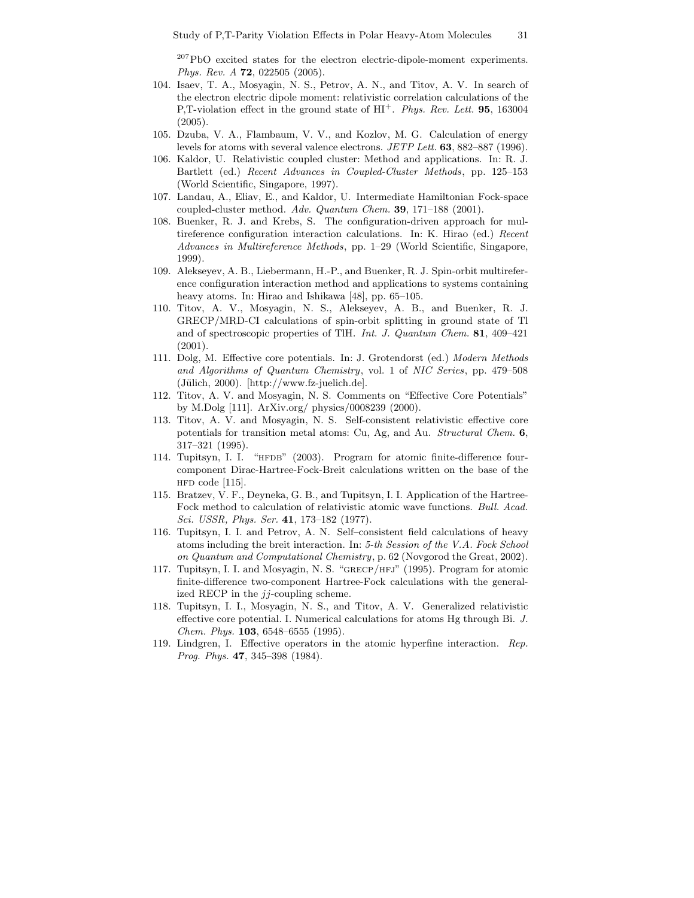$^{207}$PbO excited states for the electron electric-dipole-moment experiments. *Phys. Rev. A* **72**, 022505 (2005).

104. Isaev, T. A., Mosyagin, N. S., Petrov, A. N., and Titov, A. V. In search of the electron electric dipole moment: relativistic correlation calculations of the P,T-violation effect in the ground state of HI$^+$. *Phys. Rev. Lett.* **95**, 163004 (2005).
105. Dzuba, V. A., Flambaum, V. V., and Kozlov, M. G. Calculation of energy levels for atoms with several valence electrons. *JETP Lett.* **63**, 882–887 (1996).
106. Kaldor, U. Relativistic coupled cluster: Method and applications. In: R. J. Bartlett (ed.) *Recent Advances in Coupled-Cluster Methods*, pp. 125–153 (World Scientific, Singapore, 1997).
107. Landau, A., Eliav, E., and Kaldor, U. Intermediate Hamiltonian Fock-space coupled-cluster method. *Adv. Quantum Chem.* **39**, 171–188 (2001).
108. Buenker, R. J. and Krebs, S. The configuration-driven approach for multireference configuration interaction calculations. In: K. Hirao (ed.) *Recent Advances in Multireference Methods*, pp. 1–29 (World Scientific, Singapore, 1999).
109. Alekseyev, A. B., Liebermann, H.-P., and Buenker, R. J. Spin-orbit multireference configuration interaction method and applications to systems containing heavy atoms. In: Hirao and Ishikawa [48], pp. 65–105.
110. Titov, A. V., Mosyagin, N. S., Alekseyev, A. B., and Buenker, R. J. GRECP/MRD-CI calculations of spin-orbit splitting in ground state of Tl and of spectroscopic properties of TlH. *Int. J. Quantum Chem.* **81**, 409–421 (2001).
111. Dolg, M. Effective core potentials. In: J. Grotendorst (ed.) *Modern Methods and Algorithms of Quantum Chemistry*, vol. 1 of *NIC Series*, pp. 479–508 (Jülich, 2000). [http://www.fz-juelich.de].
112. Titov, A. V. and Mosyagin, N. S. Comments on "Effective Core Potentials" by M.Dolg [111]. ArXiv.org/ physics/0008239 (2000).
113. Titov, A. V. and Mosyagin, N. S. Self-consistent relativistic effective core potentials for transition metal atoms: Cu, Ag, and Au. *Structural Chem.* **6**, 317–321 (1995).
114. Tupitsyn, I. I. "HFDB" (2003). Program for atomic finite-difference four-component Dirac-Hartree-Fock-Breit calculations written on the base of the HFD code [115].
115. Bratzev, V. F., Deyneka, G. B., and Tupitsyn, I. I. Application of the Hartree-Fock method to calculation of relativistic atomic wave functions. *Bull. Acad. Sci. USSR, Phys. Ser.* **41**, 173–182 (1977).
116. Tupitsyn, I. I. and Petrov, A. N. Self–consistent field calculations of heavy atoms including the breit interaction. In: *5-th Session of the V.A. Fock School on Quantum and Computational Chemistry*, p. 62 (Novgorod the Great, 2002).
117. Tupitsyn, I. I. and Mosyagin, N. S. "GRECP/HFJ" (1995). Program for atomic finite-difference two-component Hartree-Fock calculations with the generalized RECP in the $jj$-coupling scheme.
118. Tupitsyn, I. I., Mosyagin, N. S., and Titov, A. V. Generalized relativistic effective core potential. I. Numerical calculations for atoms Hg through Bi. *J. Chem. Phys.* **103**, 6548–6555 (1995).
119. Lindgren, I. Effective operators in the atomic hyperfine interaction. *Rep. Prog. Phys.* **47**, 345–398 (1984).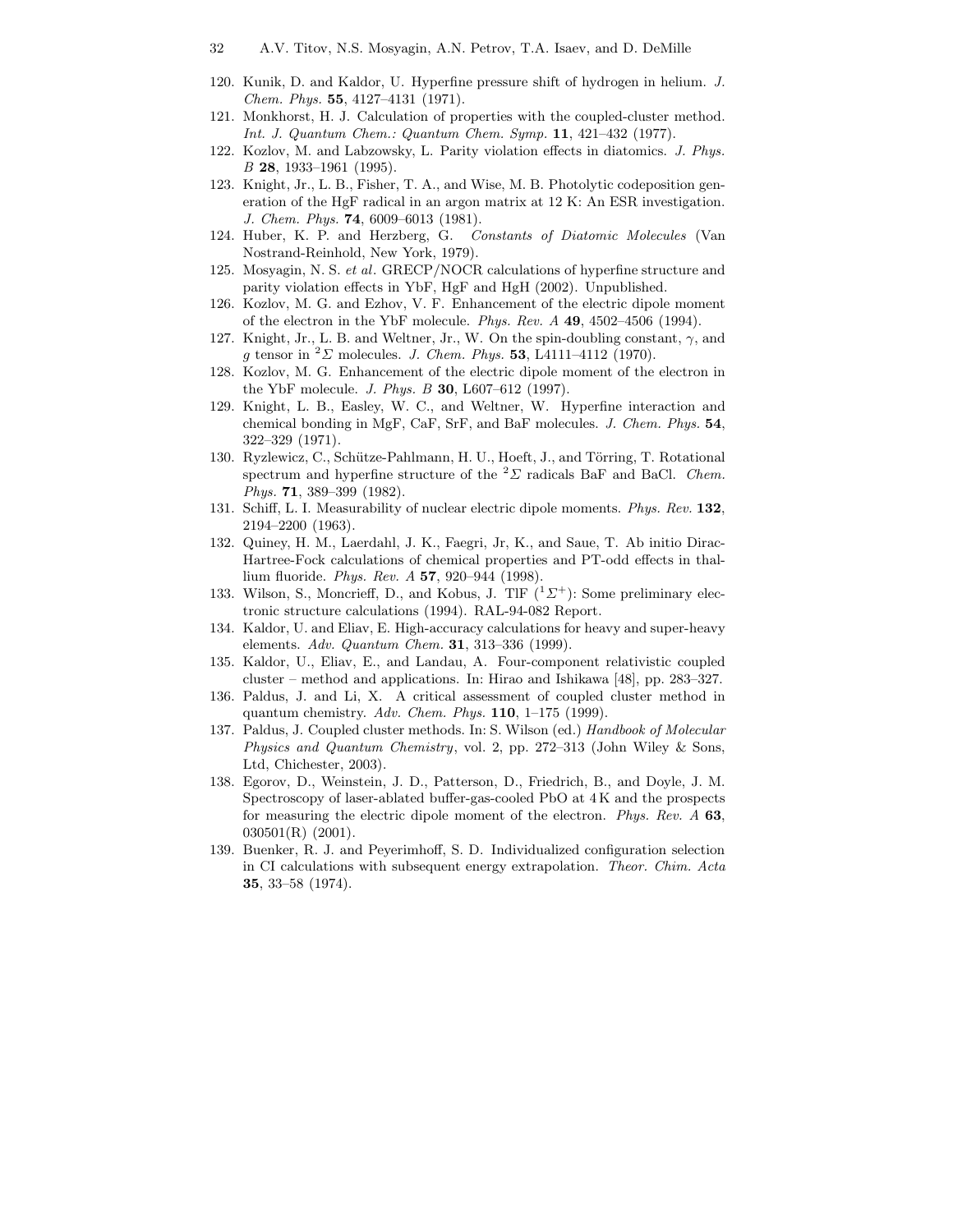120. Kunik, D. and Kaldor, U. Hyperfine pressure shift of hydrogen in helium. *J. Chem. Phys.* **55**, 4127–4131 (1971).
121. Monkhorst, H. J. Calculation of properties with the coupled-cluster method. *Int. J. Quantum Chem.: Quantum Chem. Symp.* **11**, 421–432 (1977).
122. Kozlov, M. and Labzowsky, L. Parity violation effects in diatomics. *J. Phys. B* **28**, 1933–1961 (1995).
123. Knight, Jr., L. B., Fisher, T. A., and Wise, M. B. Photolytic codeposition generation of the HgF radical in an argon matrix at 12 K: An ESR investigation. *J. Chem. Phys.* **74**, 6009–6013 (1981).
124. Huber, K. P. and Herzberg, G. *Constants of Diatomic Molecules* (Van Nostrand-Reinhold, New York, 1979).
125. Mosyagin, N. S. *et al*. GRECP/NOCR calculations of hyperfine structure and parity violation effects in YbF, HgF and HgH (2002). Unpublished.
126. Kozlov, M. G. and Ezhov, V. F. Enhancement of the electric dipole moment of the electron in the YbF molecule. *Phys. Rev. A* **49**, 4502–4506 (1994).
127. Knight, Jr., L. B. and Weltner, Jr., W. On the spin-doubling constant, $\gamma$, and $g$ tensor in $^2\Sigma$ molecules. *J. Chem. Phys.* **53**, L4111–4112 (1970).
128. Kozlov, M. G. Enhancement of the electric dipole moment of the electron in the YbF molecule. *J. Phys. B* **30**, L607–612 (1997).
129. Knight, L. B., Easley, W. C., and Weltner, W. Hyperfine interaction and chemical bonding in MgF, CaF, SrF, and BaF molecules. *J. Chem. Phys.* **54**, 322–329 (1971).
130. Ryzlewicz, C., Schütze-Pahlmann, H. U., Hoeft, J., and Törring, T. Rotational spectrum and hyperfine structure of the $^2\Sigma$ radicals BaF and BaCl. *Chem. Phys.* **71**, 389–399 (1982).
131. Schiff, L. I. Measurability of nuclear electric dipole moments. *Phys. Rev.* **132**, 2194–2200 (1963).
132. Quiney, H. M., Laerdahl, J. K., Faegri, Jr, K., and Saue, T. Ab initio Dirac-Hartree-Fock calculations of chemical properties and PT-odd effects in thallium fluoride. *Phys. Rev. A* **57**, 920–944 (1998).
133. Wilson, S., Moncrieff, D., and Kobus, J. TlF ($^1\Sigma^+$): Some preliminary electronic structure calculations (1994). RAL-94-082 Report.
134. Kaldor, U. and Eliav, E. High-accuracy calculations for heavy and super-heavy elements. *Adv. Quantum Chem.* **31**, 313–336 (1999).
135. Kaldor, U., Eliav, E., and Landau, A. Four-component relativistic coupled cluster – method and applications. In: Hirao and Ishikawa [48], pp. 283–327.
136. Paldus, J. and Li, X. A critical assessment of coupled cluster method in quantum chemistry. *Adv. Chem. Phys.* **110**, 1–175 (1999).
137. Paldus, J. Coupled cluster methods. In: S. Wilson (ed.) *Handbook of Molecular Physics and Quantum Chemistry*, vol. 2, pp. 272–313 (John Wiley & Sons, Ltd, Chichester, 2003).
138. Egorov, D., Weinstein, J. D., Patterson, D., Friedrich, B., and Doyle, J. M. Spectroscopy of laser-ablated buffer-gas-cooled PbO at 4 K and the prospects for measuring the electric dipole moment of the electron. *Phys. Rev. A* **63**, 030501(R) (2001).
139. Buenker, R. J. and Peyerimhoff, S. D. Individualized configuration selection in CI calculations with subsequent energy extrapolation. *Theor. Chim. Acta* **35**, 33–58 (1974).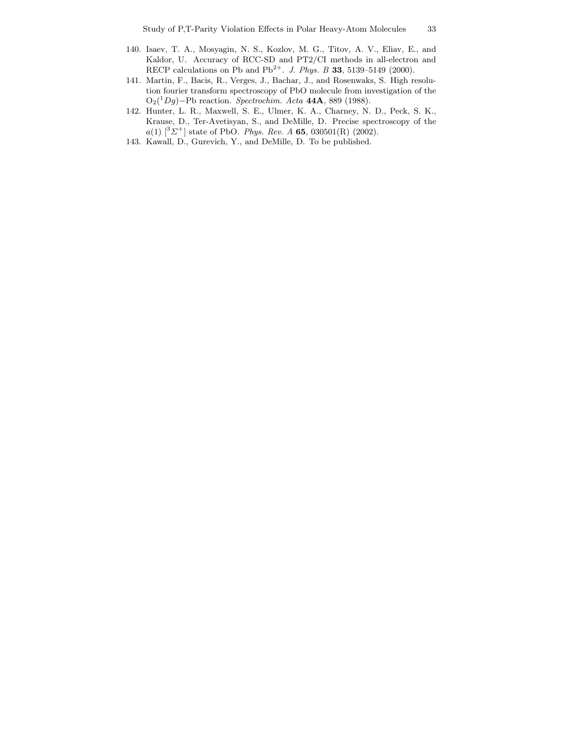140. Isaev, T. A., Mosyagin, N. S., Kozlov, M. G., Titov, A. V., Eliav, E., and Kaldor, U. Accuracy of RCC-SD and PT2/CI methods in all-electron and RECP calculations on Pb and $Pb^{2+}$. *J. Phys. B* **33**, 5139–5149 (2000).
141. Martin, F., Bacis, R., Verges, J., Bachar, J., and Rosenwaks, S. High resolution fourier transform spectroscopy of PbO molecule from investigation of the $O_2(^1Dg)$−Pb reaction. *Spectrochim. Acta* **44A**, 889 (1988).
142. Hunter, L. R., Maxwell, S. E., Ulmer, K. A., Charney, N. D., Peck, S. K., Krause, D., Ter-Avetisyan, S., and DeMille, D. Precise spectroscopy of the $a(1)$ $[^3\Sigma^+]$ state of PbO. *Phys. Rev. A* **65**, 030501(R) (2002).
143. Kawall, D., Gurevich, Y., and DeMille, D. To be published.